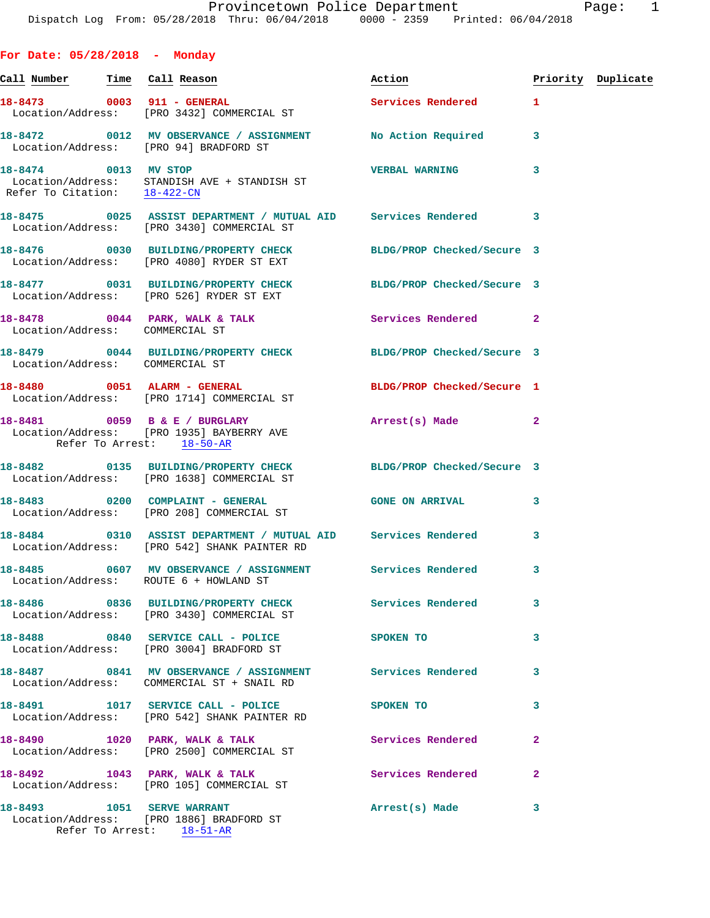Provincetown Police Department
Dispatch Log From: 05/28/2018 Thru: 06/04/2018 0000 - 2359 Printed: 06/04/2018

## For Date: 05/28/2018 - Monday

| Call Number | Time | Call Reason | Action | Priority | Duplicate |
|---|---|---|---|---|---|
| 18-8473 | 0003 | 911 - GENERAL | Services Rendered | 1 | |
| Location/Address: [PRO 3432] COMMERCIAL ST | | | | | |
| 18-8472 | 0012 | MV OBSERVANCE / ASSIGNMENT | No Action Required | 3 | |
| Location/Address: [PRO 94] BRADFORD ST | | | | | |
| 18-8474 | 0013 | MV STOP | VERBAL WARNING | 3 | |
| Location/Address: STANDISH AVE + STANDISH ST<br>Refer To Citation: 18-422-CN | | | | | |
| 18-8475 | 0025 | ASSIST DEPARTMENT / MUTUAL AID | Services Rendered | 3 | |
| Location/Address: [PRO 3430] COMMERCIAL ST | | | | | |
| 18-8476 | 0030 | BUILDING/PROPERTY CHECK | BLDG/PROP Checked/Secure | 3 | |
| Location/Address: [PRO 4080] RYDER ST EXT | | | | | |
| 18-8477 | 0031 | BUILDING/PROPERTY CHECK | BLDG/PROP Checked/Secure | 3 | |
| Location/Address: [PRO 526] RYDER ST EXT | | | | | |
| 18-8478 | 0044 | PARK, WALK & TALK | Services Rendered | 2 | |
| Location/Address: COMMERCIAL ST | | | | | |
| 18-8479 | 0044 | BUILDING/PROPERTY CHECK | BLDG/PROP Checked/Secure | 3 | |
| Location/Address: COMMERCIAL ST | | | | | |
| 18-8480 | 0051 | ALARM - GENERAL | BLDG/PROP Checked/Secure | 1 | |
| Location/Address: [PRO 1714] COMMERCIAL ST | | | | | |
| 18-8481 | 0059 | B & E / BURGLARY | Arrest(s) Made | 2 | |
| Location/Address: [PRO 1935] BAYBERRY AVE<br>Refer To Arrest: 18-50-AR | | | | | |
| 18-8482 | 0135 | BUILDING/PROPERTY CHECK | BLDG/PROP Checked/Secure | 3 | |
| Location/Address: [PRO 1638] COMMERCIAL ST | | | | | |
| 18-8483 | 0200 | COMPLAINT - GENERAL | GONE ON ARRIVAL | 3 | |
| Location/Address: [PRO 208] COMMERCIAL ST | | | | | |
| 18-8484 | 0310 | ASSIST DEPARTMENT / MUTUAL AID | Services Rendered | 3 | |
| Location/Address: [PRO 542] SHANK PAINTER RD | | | | | |
| 18-8485 | 0607 | MV OBSERVANCE / ASSIGNMENT | Services Rendered | 3 | |
| Location/Address: ROUTE 6 + HOWLAND ST | | | | | |
| 18-8486 | 0836 | BUILDING/PROPERTY CHECK | Services Rendered | 3 | |
| Location/Address: [PRO 3430] COMMERCIAL ST | | | | | |
| 18-8488 | 0840 | SERVICE CALL - POLICE | SPOKEN TO | 3 | |
| Location/Address: [PRO 3004] BRADFORD ST | | | | | |
| 18-8487 | 0841 | MV OBSERVANCE / ASSIGNMENT | Services Rendered | 3 | |
| Location/Address: COMMERCIAL ST + SNAIL RD | | | | | |
| 18-8491 | 1017 | SERVICE CALL - POLICE | SPOKEN TO | 3 | |
| Location/Address: [PRO 542] SHANK PAINTER RD | | | | | |
| 18-8490 | 1020 | PARK, WALK & TALK | Services Rendered | 2 | |
| Location/Address: [PRO 2500] COMMERCIAL ST | | | | | |
| 18-8492 | 1043 | PARK, WALK & TALK | Services Rendered | 2 | |
| Location/Address: [PRO 105] COMMERCIAL ST | | | | | |
| 18-8493 | 1051 | SERVE WARRANT | Arrest(s) Made | 3 | |
| Location/Address: [PRO 1886] BRADFORD ST<br>Refer To Arrest: 18-51-AR | | | | | |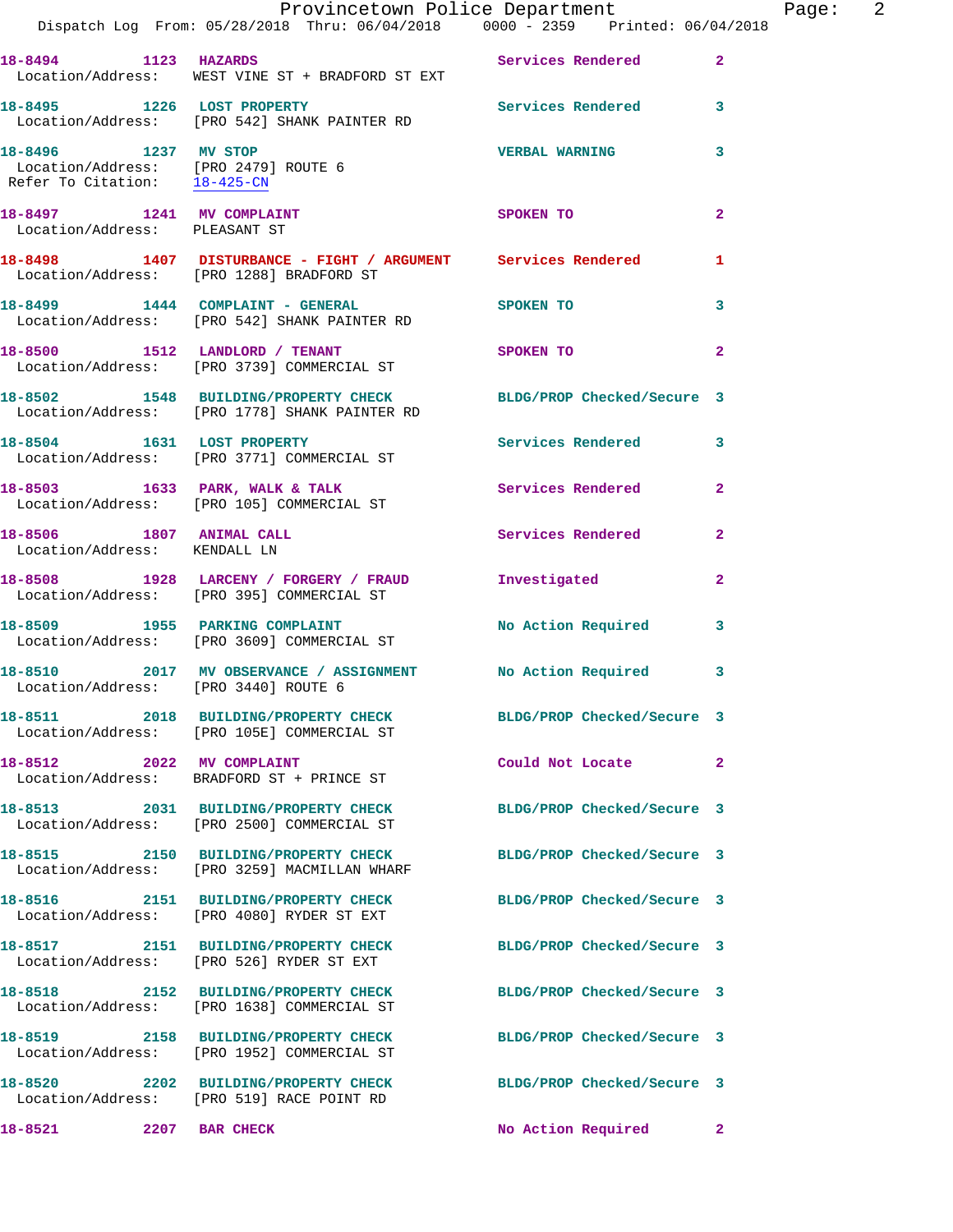18-8494 1123 HAZARDS Services Rendered 2
Location/Address: WEST VINE ST + BRADFORD ST EXT

18-8495 1226 LOST PROPERTY Services Rendered 3
Location/Address: [PRO 542] SHANK PAINTER RD

18-8496 1237 MV STOP VERBAL WARNING 3
Location/Address: [PRO 2479] ROUTE 6
Refer To Citation: 18-425-CN

18-8497 1241 MV COMPLAINT SPOKEN TO 2
Location/Address: PLEASANT ST

18-8498 1407 DISTURBANCE - FIGHT / ARGUMENT Services Rendered 1
Location/Address: [PRO 1288] BRADFORD ST

18-8499 1444 COMPLAINT - GENERAL SPOKEN TO 3
Location/Address: [PRO 542] SHANK PAINTER RD

18-8500 1512 LANDLORD / TENANT SPOKEN TO 2
Location/Address: [PRO 3739] COMMERCIAL ST

18-8502 1548 BUILDING/PROPERTY CHECK BLDG/PROP Checked/Secure 3
Location/Address: [PRO 1778] SHANK PAINTER RD

18-8504 1631 LOST PROPERTY Services Rendered 3
Location/Address: [PRO 3771] COMMERCIAL ST

18-8503 1633 PARK, WALK & TALK Services Rendered 2
Location/Address: [PRO 105] COMMERCIAL ST

18-8506 1807 ANIMAL CALL Services Rendered 2
Location/Address: KENDALL LN

18-8508 1928 LARCENY / FORGERY / FRAUD Investigated 2
Location/Address: [PRO 395] COMMERCIAL ST

18-8509 1955 PARKING COMPLAINT No Action Required 3
Location/Address: [PRO 3609] COMMERCIAL ST

18-8510 2017 MV OBSERVANCE / ASSIGNMENT No Action Required 3
Location/Address: [PRO 3440] ROUTE 6

18-8511 2018 BUILDING/PROPERTY CHECK BLDG/PROP Checked/Secure 3
Location/Address: [PRO 105E] COMMERCIAL ST

18-8512 2022 MV COMPLAINT Could Not Locate 2
Location/Address: BRADFORD ST + PRINCE ST

18-8513 2031 BUILDING/PROPERTY CHECK BLDG/PROP Checked/Secure 3
Location/Address: [PRO 2500] COMMERCIAL ST

18-8515 2150 BUILDING/PROPERTY CHECK BLDG/PROP Checked/Secure 3
Location/Address: [PRO 3259] MACMILLAN WHARF

18-8516 2151 BUILDING/PROPERTY CHECK BLDG/PROP Checked/Secure 3
Location/Address: [PRO 4080] RYDER ST EXT

18-8517 2151 BUILDING/PROPERTY CHECK BLDG/PROP Checked/Secure 3
Location/Address: [PRO 526] RYDER ST EXT

18-8518 2152 BUILDING/PROPERTY CHECK BLDG/PROP Checked/Secure 3
Location/Address: [PRO 1638] COMMERCIAL ST

18-8519 2158 BUILDING/PROPERTY CHECK BLDG/PROP Checked/Secure 3
Location/Address: [PRO 1952] COMMERCIAL ST

18-8520 2202 BUILDING/PROPERTY CHECK BLDG/PROP Checked/Secure 3
Location/Address: [PRO 519] RACE POINT RD

18-8521 2207 BAR CHECK No Action Required 2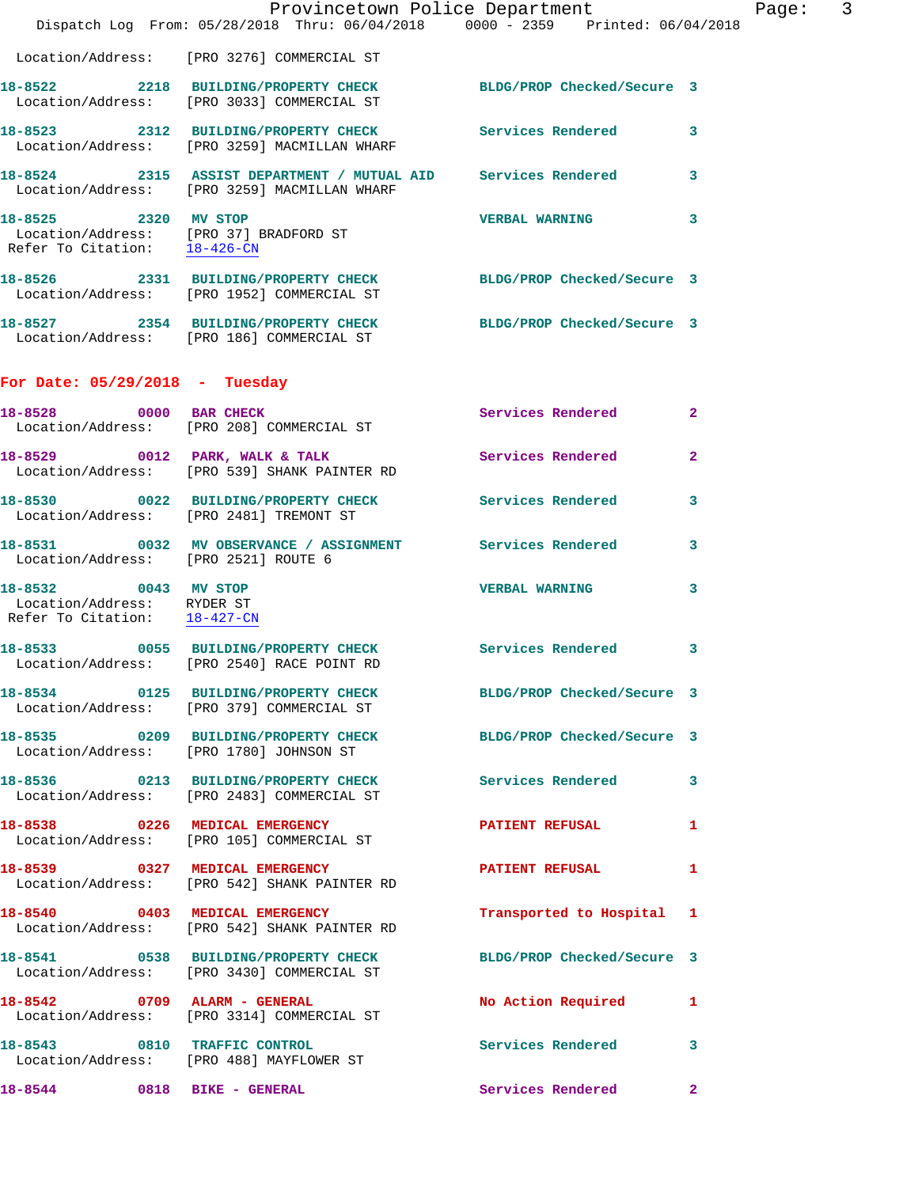Location/Address: [PRO 3276] COMMERCIAL ST

**18-8522** 2218 **BUILDING/PROPERTY CHECK** BLDG/PROP Checked/Secure 3
Location/Address: [PRO 3033] COMMERCIAL ST

**18-8523** 2312 **BUILDING/PROPERTY CHECK** Services Rendered 3
Location/Address: [PRO 3259] MACMILLAN WHARF

**18-8524** 2315 **ASSIST DEPARTMENT / MUTUAL AID** Services Rendered 3
Location/Address: [PRO 3259] MACMILLAN WHARF

**18-8525** 2320 **MV STOP** VERBAL WARNING 3
Location/Address: [PRO 37] BRADFORD ST
Refer To Citation: 18-426-CN

**18-8526** 2331 **BUILDING/PROPERTY CHECK** BLDG/PROP Checked/Secure 3
Location/Address: [PRO 1952] COMMERCIAL ST

**18-8527** 2354 **BUILDING/PROPERTY CHECK** BLDG/PROP Checked/Secure 3
Location/Address: [PRO 186] COMMERCIAL ST

## For Date: 05/29/2018 - Tuesday

**18-8528** 0000 **BAR CHECK** Services Rendered 2
Location/Address: [PRO 208] COMMERCIAL ST

**18-8529** 0012 **PARK, WALK & TALK** Services Rendered 2
Location/Address: [PRO 539] SHANK PAINTER RD

**18-8530** 0022 **BUILDING/PROPERTY CHECK** Services Rendered 3
Location/Address: [PRO 2481] TREMONT ST

**18-8531** 0032 **MV OBSERVANCE / ASSIGNMENT** Services Rendered 3
Location/Address: [PRO 2521] ROUTE 6

**18-8532** 0043 **MV STOP** VERBAL WARNING 3
Location/Address: RYDER ST
Refer To Citation: 18-427-CN

**18-8533** 0055 **BUILDING/PROPERTY CHECK** Services Rendered 3
Location/Address: [PRO 2540] RACE POINT RD

**18-8534** 0125 **BUILDING/PROPERTY CHECK** BLDG/PROP Checked/Secure 3
Location/Address: [PRO 379] COMMERCIAL ST

**18-8535** 0209 **BUILDING/PROPERTY CHECK** BLDG/PROP Checked/Secure 3
Location/Address: [PRO 1780] JOHNSON ST

**18-8536** 0213 **BUILDING/PROPERTY CHECK** Services Rendered 3
Location/Address: [PRO 2483] COMMERCIAL ST

**18-8538** 0226 **MEDICAL EMERGENCY** PATIENT REFUSAL 1
Location/Address: [PRO 105] COMMERCIAL ST

**18-8539** 0327 **MEDICAL EMERGENCY** PATIENT REFUSAL 1
Location/Address: [PRO 542] SHANK PAINTER RD

**18-8540** 0403 **MEDICAL EMERGENCY** Transported to Hospital 1
Location/Address: [PRO 542] SHANK PAINTER RD

**18-8541** 0538 **BUILDING/PROPERTY CHECK** BLDG/PROP Checked/Secure 3
Location/Address: [PRO 3430] COMMERCIAL ST

**18-8542** 0709 **ALARM - GENERAL** No Action Required 1
Location/Address: [PRO 3314] COMMERCIAL ST

**18-8543** 0810 **TRAFFIC CONTROL** Services Rendered 3
Location/Address: [PRO 488] MAYFLOWER ST

**18-8544** 0818 **BIKE - GENERAL** Services Rendered 2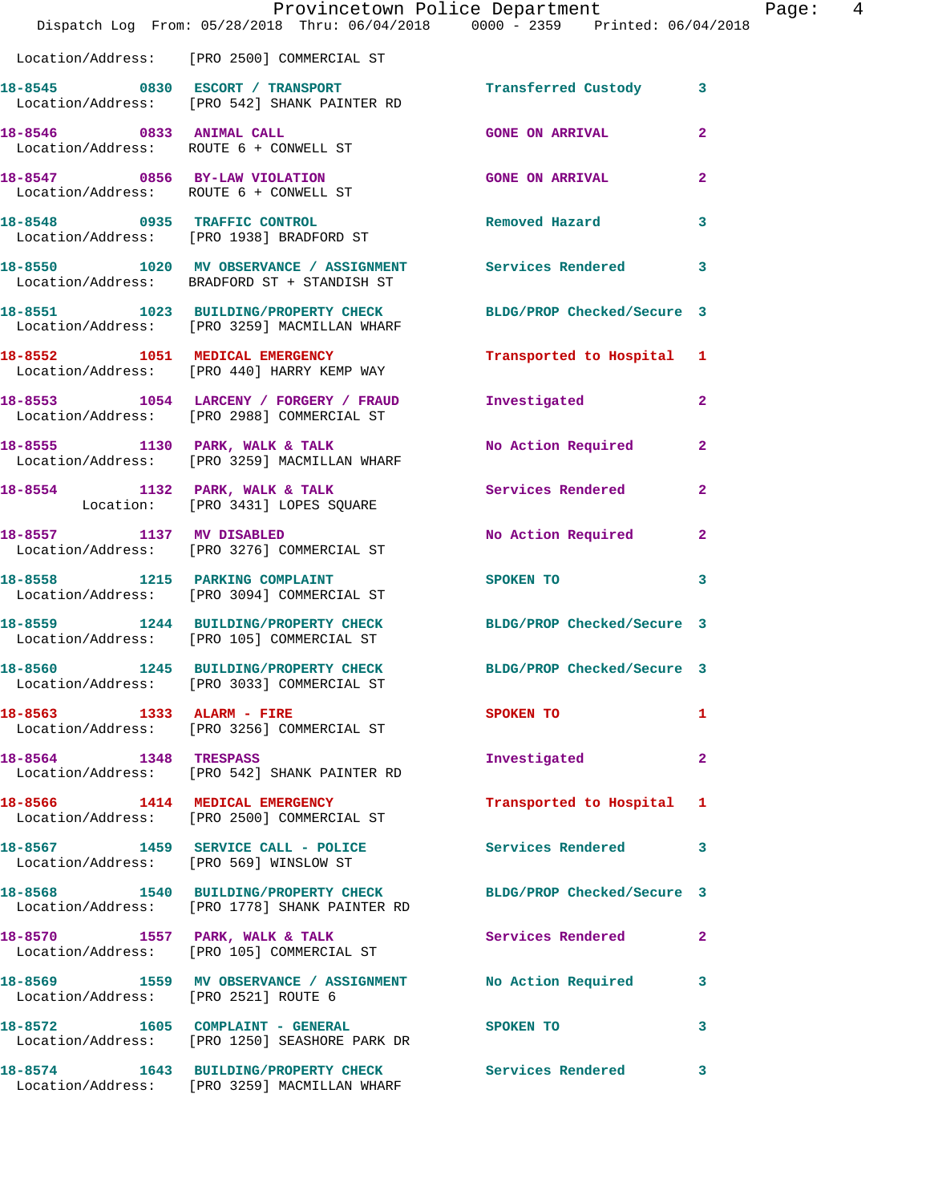Location/Address: [PRO 2500] COMMERCIAL ST

| Call # | Time | Call Reason | Action | Priority |
|---|---|---|---|---|
| 18-8545 | 0830 | ESCORT / TRANSPORT | Transferred Custody | 3 |
| Location/Address: | | [PRO 542] SHANK PAINTER RD | | |
| 18-8546 | 0833 | ANIMAL CALL | GONE ON ARRIVAL | 2 |
| Location/Address: | | ROUTE 6 + CONWELL ST | | |
| 18-8547 | 0856 | BY-LAW VIOLATION | GONE ON ARRIVAL | 2 |
| Location/Address: | | ROUTE 6 + CONWELL ST | | |
| 18-8548 | 0935 | TRAFFIC CONTROL | Removed Hazard | 3 |
| Location/Address: | | [PRO 1938] BRADFORD ST | | |
| 18-8550 | 1020 | MV OBSERVANCE / ASSIGNMENT | Services Rendered | 3 |
| Location/Address: | | BRADFORD ST + STANDISH ST | | |
| 18-8551 | 1023 | BUILDING/PROPERTY CHECK | BLDG/PROP Checked/Secure | 3 |
| Location/Address: | | [PRO 3259] MACMILLAN WHARF | | |
| 18-8552 | 1051 | MEDICAL EMERGENCY | Transported to Hospital | 1 |
| Location/Address: | | [PRO 440] HARRY KEMP WAY | | |
| 18-8553 | 1054 | LARCENY / FORGERY / FRAUD | Investigated | 2 |
| Location/Address: | | [PRO 2988] COMMERCIAL ST | | |
| 18-8555 | 1130 | PARK, WALK & TALK | No Action Required | 2 |
| Location/Address: | | [PRO 3259] MACMILLAN WHARF | | |
| 18-8554 | 1132 | PARK, WALK & TALK | Services Rendered | 2 |
| Location: | | [PRO 3431] LOPES SQUARE | | |
| 18-8557 | 1137 | MV DISABLED | No Action Required | 2 |
| Location/Address: | | [PRO 3276] COMMERCIAL ST | | |
| 18-8558 | 1215 | PARKING COMPLAINT | SPOKEN TO | 3 |
| Location/Address: | | [PRO 3094] COMMERCIAL ST | | |
| 18-8559 | 1244 | BUILDING/PROPERTY CHECK | BLDG/PROP Checked/Secure | 3 |
| Location/Address: | | [PRO 105] COMMERCIAL ST | | |
| 18-8560 | 1245 | BUILDING/PROPERTY CHECK | BLDG/PROP Checked/Secure | 3 |
| Location/Address: | | [PRO 3033] COMMERCIAL ST | | |
| 18-8563 | 1333 | ALARM - FIRE | SPOKEN TO | 1 |
| Location/Address: | | [PRO 3256] COMMERCIAL ST | | |
| 18-8564 | 1348 | TRESPASS | Investigated | 2 |
| Location/Address: | | [PRO 542] SHANK PAINTER RD | | |
| 18-8566 | 1414 | MEDICAL EMERGENCY | Transported to Hospital | 1 |
| Location/Address: | | [PRO 2500] COMMERCIAL ST | | |
| 18-8567 | 1459 | SERVICE CALL - POLICE | Services Rendered | 3 |
| Location/Address: | | [PRO 569] WINSLOW ST | | |
| 18-8568 | 1540 | BUILDING/PROPERTY CHECK | BLDG/PROP Checked/Secure | 3 |
| Location/Address: | | [PRO 1778] SHANK PAINTER RD | | |
| 18-8570 | 1557 | PARK, WALK & TALK | Services Rendered | 2 |
| Location/Address: | | [PRO 105] COMMERCIAL ST | | |
| 18-8569 | 1559 | MV OBSERVANCE / ASSIGNMENT | No Action Required | 3 |
| Location/Address: | | [PRO 2521] ROUTE 6 | | |
| 18-8572 | 1605 | COMPLAINT - GENERAL | SPOKEN TO | 3 |
| Location/Address: | | [PRO 1250] SEASHORE PARK DR | | |
| 18-8574 | 1643 | BUILDING/PROPERTY CHECK | Services Rendered | 3 |
| Location/Address: | | [PRO 3259] MACMILLAN WHARF | | |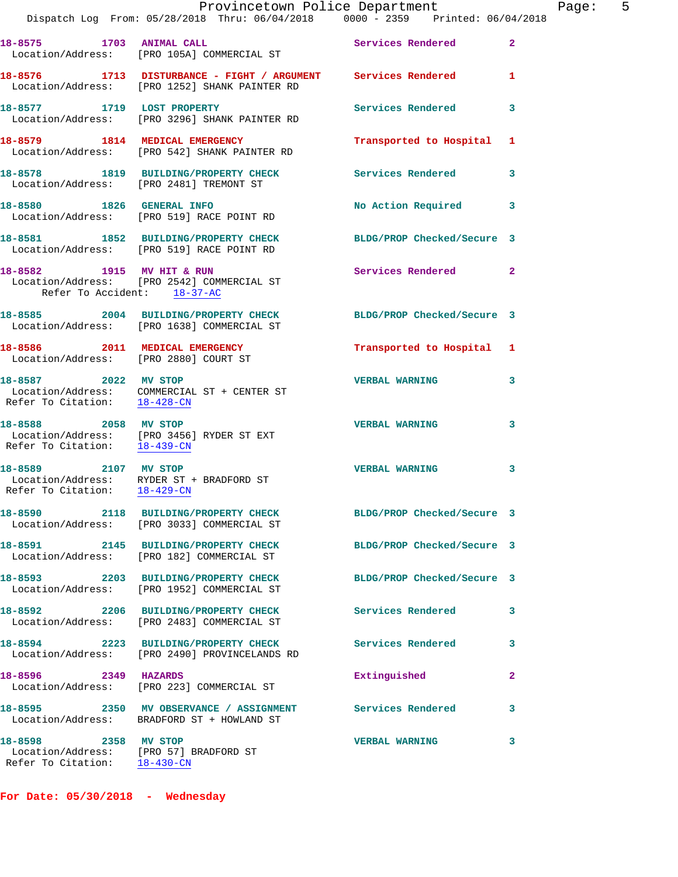18-8575 1703 ANIMAL CALL Services Rendered 2
Location/Address: [PRO 105A] COMMERCIAL ST

18-8576 1713 DISTURBANCE - FIGHT / ARGUMENT Services Rendered 1
Location/Address: [PRO 1252] SHANK PAINTER RD

18-8577 1719 LOST PROPERTY Services Rendered 3
Location/Address: [PRO 3296] SHANK PAINTER RD

18-8579 1814 MEDICAL EMERGENCY Transported to Hospital 1
Location/Address: [PRO 542] SHANK PAINTER RD

18-8578 1819 BUILDING/PROPERTY CHECK Services Rendered 3
Location/Address: [PRO 2481] TREMONT ST

18-8580 1826 GENERAL INFO No Action Required 3
Location/Address: [PRO 519] RACE POINT RD

18-8581 1852 BUILDING/PROPERTY CHECK BLDG/PROP Checked/Secure 3
Location/Address: [PRO 519] RACE POINT RD

18-8582 1915 MV HIT & RUN Services Rendered 2
Location/Address: [PRO 2542] COMMERCIAL ST
Refer To Accident: 18-37-AC

18-8585 2004 BUILDING/PROPERTY CHECK BLDG/PROP Checked/Secure 3
Location/Address: [PRO 1638] COMMERCIAL ST

18-8586 2011 MEDICAL EMERGENCY Transported to Hospital 1
Location/Address: [PRO 2880] COURT ST

18-8587 2022 MV STOP VERBAL WARNING 3
Location/Address: COMMERCIAL ST + CENTER ST
Refer To Citation: 18-428-CN

18-8588 2058 MV STOP VERBAL WARNING 3
Location/Address: [PRO 3456] RYDER ST EXT
Refer To Citation: 18-439-CN

18-8589 2107 MV STOP VERBAL WARNING 3
Location/Address: RYDER ST + BRADFORD ST
Refer To Citation: 18-429-CN

18-8590 2118 BUILDING/PROPERTY CHECK BLDG/PROP Checked/Secure 3
Location/Address: [PRO 3033] COMMERCIAL ST

18-8591 2145 BUILDING/PROPERTY CHECK BLDG/PROP Checked/Secure 3
Location/Address: [PRO 182] COMMERCIAL ST

18-8593 2203 BUILDING/PROPERTY CHECK BLDG/PROP Checked/Secure 3
Location/Address: [PRO 1952] COMMERCIAL ST

18-8592 2206 BUILDING/PROPERTY CHECK Services Rendered 3
Location/Address: [PRO 2483] COMMERCIAL ST

18-8594 2223 BUILDING/PROPERTY CHECK Services Rendered 3
Location/Address: [PRO 2490] PROVINCELANDS RD

18-8596 2349 HAZARDS Extinguished 2
Location/Address: [PRO 223] COMMERCIAL ST

18-8595 2350 MV OBSERVANCE / ASSIGNMENT Services Rendered 3
Location/Address: BRADFORD ST + HOWLAND ST

18-8598 2358 MV STOP VERBAL WARNING 3
Location/Address: [PRO 57] BRADFORD ST
Refer To Citation: 18-430-CN

**For Date: 05/30/2018 - Wednesday**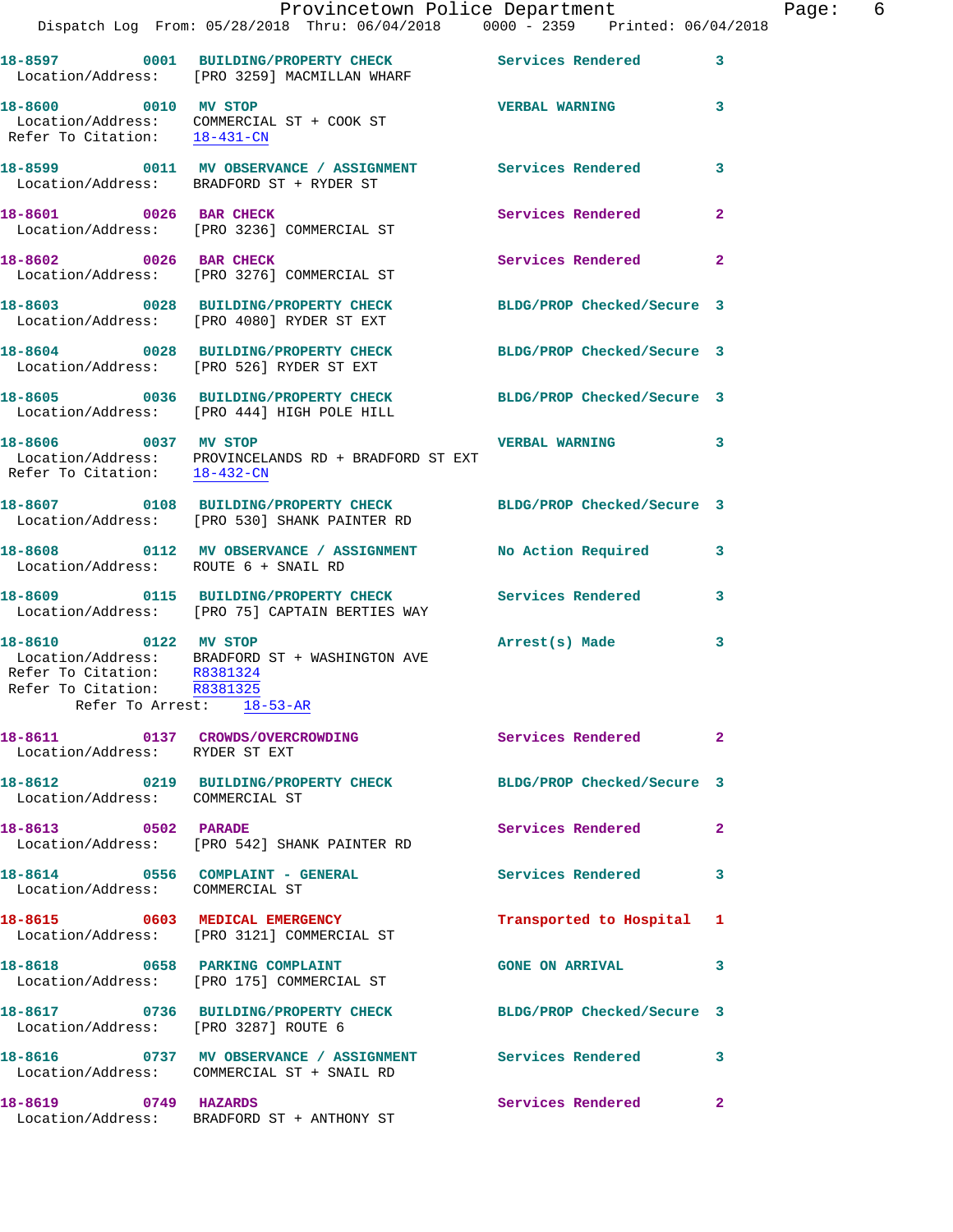18-8597 0001 BUILDING/PROPERTY CHECK Services Rendered 3
Location/Address: [PRO 3259] MACMILLAN WHARF

18-8600 0010 MV STOP VERBAL WARNING 3
Location/Address: COMMERCIAL ST + COOK ST
Refer To Citation: 18-431-CN

18-8599 0011 MV OBSERVANCE / ASSIGNMENT Services Rendered 3
Location/Address: BRADFORD ST + RYDER ST

18-8601 0026 BAR CHECK Services Rendered 2
Location/Address: [PRO 3236] COMMERCIAL ST

18-8602 0026 BAR CHECK Services Rendered 2
Location/Address: [PRO 3276] COMMERCIAL ST

18-8603 0028 BUILDING/PROPERTY CHECK BLDG/PROP Checked/Secure 3
Location/Address: [PRO 4080] RYDER ST EXT

18-8604 0028 BUILDING/PROPERTY CHECK BLDG/PROP Checked/Secure 3
Location/Address: [PRO 526] RYDER ST EXT

18-8605 0036 BUILDING/PROPERTY CHECK BLDG/PROP Checked/Secure 3
Location/Address: [PRO 444] HIGH POLE HILL

18-8606 0037 MV STOP VERBAL WARNING 3
Location/Address: PROVINCELANDS RD + BRADFORD ST EXT
Refer To Citation: 18-432-CN

18-8607 0108 BUILDING/PROPERTY CHECK BLDG/PROP Checked/Secure 3
Location/Address: [PRO 530] SHANK PAINTER RD

18-8608 0112 MV OBSERVANCE / ASSIGNMENT No Action Required 3
Location/Address: ROUTE 6 + SNAIL RD

18-8609 0115 BUILDING/PROPERTY CHECK Services Rendered 3
Location/Address: [PRO 75] CAPTAIN BERTIES WAY

18-8610 0122 MV STOP Arrest(s) Made 3
Location/Address: BRADFORD ST + WASHINGTON AVE
Refer To Citation: R8381324
Refer To Citation: R8381325
Refer To Arrest: 18-53-AR

18-8611 0137 CROWDS/OVERCROWDING Services Rendered 2
Location/Address: RYDER ST EXT

18-8612 0219 BUILDING/PROPERTY CHECK BLDG/PROP Checked/Secure 3
Location/Address: COMMERCIAL ST

18-8613 0502 PARADE Services Rendered 2
Location/Address: [PRO 542] SHANK PAINTER RD

18-8614 0556 COMPLAINT - GENERAL Services Rendered 3
Location/Address: COMMERCIAL ST

18-8615 0603 MEDICAL EMERGENCY Transported to Hospital 1
Location/Address: [PRO 3121] COMMERCIAL ST

18-8618 0658 PARKING COMPLAINT GONE ON ARRIVAL 3
Location/Address: [PRO 175] COMMERCIAL ST

18-8617 0736 BUILDING/PROPERTY CHECK BLDG/PROP Checked/Secure 3
Location/Address: [PRO 3287] ROUTE 6

18-8616 0737 MV OBSERVANCE / ASSIGNMENT Services Rendered 3
Location/Address: COMMERCIAL ST + SNAIL RD

18-8619 0749 HAZARDS Services Rendered 2
Location/Address: BRADFORD ST + ANTHONY ST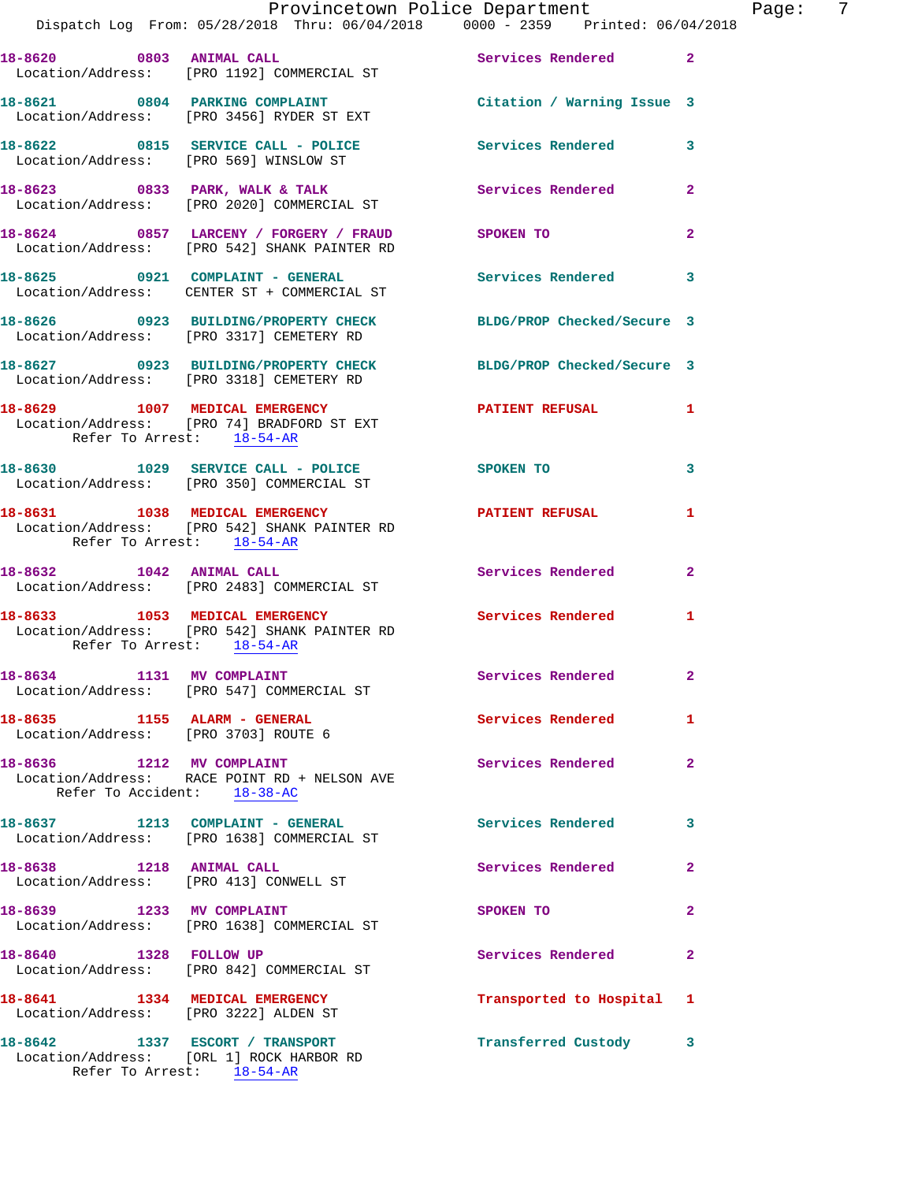18-8620 0803 ANIMAL CALL Services Rendered 2
Location/Address: [PRO 1192] COMMERCIAL ST

18-8621 0804 PARKING COMPLAINT Citation / Warning Issue 3
Location/Address: [PRO 3456] RYDER ST EXT

18-8622 0815 SERVICE CALL - POLICE Services Rendered 3
Location/Address: [PRO 569] WINSLOW ST

18-8623 0833 PARK, WALK & TALK Services Rendered 2
Location/Address: [PRO 2020] COMMERCIAL ST

18-8624 0857 LARCENY / FORGERY / FRAUD SPOKEN TO 2
Location/Address: [PRO 542] SHANK PAINTER RD

18-8625 0921 COMPLAINT - GENERAL Services Rendered 3
Location/Address: CENTER ST + COMMERCIAL ST

18-8626 0923 BUILDING/PROPERTY CHECK BLDG/PROP Checked/Secure 3
Location/Address: [PRO 3317] CEMETERY RD

18-8627 0923 BUILDING/PROPERTY CHECK BLDG/PROP Checked/Secure 3
Location/Address: [PRO 3318] CEMETERY RD

18-8629 1007 MEDICAL EMERGENCY PATIENT REFUSAL 1
Location/Address: [PRO 74] BRADFORD ST EXT
Refer To Arrest: 18-54-AR

18-8630 1029 SERVICE CALL - POLICE SPOKEN TO 3
Location/Address: [PRO 350] COMMERCIAL ST

18-8631 1038 MEDICAL EMERGENCY PATIENT REFUSAL 1
Location/Address: [PRO 542] SHANK PAINTER RD
Refer To Arrest: 18-54-AR

18-8632 1042 ANIMAL CALL Services Rendered 2
Location/Address: [PRO 2483] COMMERCIAL ST

18-8633 1053 MEDICAL EMERGENCY Services Rendered 1
Location/Address: [PRO 542] SHANK PAINTER RD
Refer To Arrest: 18-54-AR

18-8634 1131 MV COMPLAINT Services Rendered 2
Location/Address: [PRO 547] COMMERCIAL ST

18-8635 1155 ALARM - GENERAL Services Rendered 1
Location/Address: [PRO 3703] ROUTE 6

18-8636 1212 MV COMPLAINT Services Rendered 2
Location/Address: RACE POINT RD + NELSON AVE
Refer To Accident: 18-38-AC

18-8637 1213 COMPLAINT - GENERAL Services Rendered 3
Location/Address: [PRO 1638] COMMERCIAL ST

18-8638 1218 ANIMAL CALL Services Rendered 2
Location/Address: [PRO 413] CONWELL ST

18-8639 1233 MV COMPLAINT SPOKEN TO 2
Location/Address: [PRO 1638] COMMERCIAL ST

18-8640 1328 FOLLOW UP Services Rendered 2
Location/Address: [PRO 842] COMMERCIAL ST

18-8641 1334 MEDICAL EMERGENCY Transported to Hospital 1
Location/Address: [PRO 3222] ALDEN ST

18-8642 1337 ESCORT / TRANSPORT Transferred Custody 3
Location/Address: [ORL 1] ROCK HARBOR RD
Refer To Arrest: 18-54-AR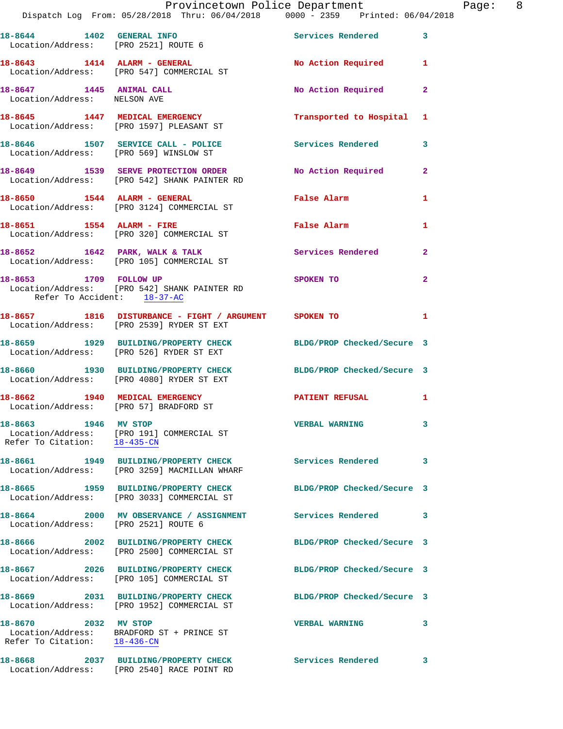18-8644 1402 GENERAL INFO Services Rendered 3
Location/Address: [PRO 2521] ROUTE 6

18-8643 1414 ALARM - GENERAL No Action Required 1
Location/Address: [PRO 547] COMMERCIAL ST

18-8647 1445 ANIMAL CALL No Action Required 2
Location/Address: NELSON AVE

18-8645 1447 MEDICAL EMERGENCY Transported to Hospital 1
Location/Address: [PRO 1597] PLEASANT ST

18-8646 1507 SERVICE CALL - POLICE Services Rendered 3
Location/Address: [PRO 569] WINSLOW ST

18-8649 1539 SERVE PROTECTION ORDER No Action Required 2
Location/Address: [PRO 542] SHANK PAINTER RD

18-8650 1544 ALARM - GENERAL False Alarm 1
Location/Address: [PRO 3124] COMMERCIAL ST

18-8651 1554 ALARM - FIRE False Alarm 1
Location/Address: [PRO 320] COMMERCIAL ST

18-8652 1642 PARK, WALK & TALK Services Rendered 2
Location/Address: [PRO 105] COMMERCIAL ST

18-8653 1709 FOLLOW UP SPOKEN TO 2
Location/Address: [PRO 542] SHANK PAINTER RD
Refer To Accident: 18-37-AC

18-8657 1816 DISTURBANCE - FIGHT / ARGUMENT SPOKEN TO 1
Location/Address: [PRO 2539] RYDER ST EXT

18-8659 1929 BUILDING/PROPERTY CHECK BLDG/PROP Checked/Secure 3
Location/Address: [PRO 526] RYDER ST EXT

18-8660 1930 BUILDING/PROPERTY CHECK BLDG/PROP Checked/Secure 3
Location/Address: [PRO 4080] RYDER ST EXT

18-8662 1940 MEDICAL EMERGENCY PATIENT REFUSAL 1
Location/Address: [PRO 57] BRADFORD ST

18-8663 1946 MV STOP VERBAL WARNING 3
Location/Address: [PRO 191] COMMERCIAL ST
Refer To Citation: 18-435-CN

18-8661 1949 BUILDING/PROPERTY CHECK Services Rendered 3
Location/Address: [PRO 3259] MACMILLAN WHARF

18-8665 1959 BUILDING/PROPERTY CHECK BLDG/PROP Checked/Secure 3
Location/Address: [PRO 3033] COMMERCIAL ST

18-8664 2000 MV OBSERVANCE / ASSIGNMENT Services Rendered 3
Location/Address: [PRO 2521] ROUTE 6

18-8666 2002 BUILDING/PROPERTY CHECK BLDG/PROP Checked/Secure 3
Location/Address: [PRO 2500] COMMERCIAL ST

18-8667 2026 BUILDING/PROPERTY CHECK BLDG/PROP Checked/Secure 3
Location/Address: [PRO 105] COMMERCIAL ST

18-8669 2031 BUILDING/PROPERTY CHECK BLDG/PROP Checked/Secure 3
Location/Address: [PRO 1952] COMMERCIAL ST

18-8670 2032 MV STOP VERBAL WARNING 3
Location/Address: BRADFORD ST + PRINCE ST
Refer To Citation: 18-436-CN

18-8668 2037 BUILDING/PROPERTY CHECK Services Rendered 3
Location/Address: [PRO 2540] RACE POINT RD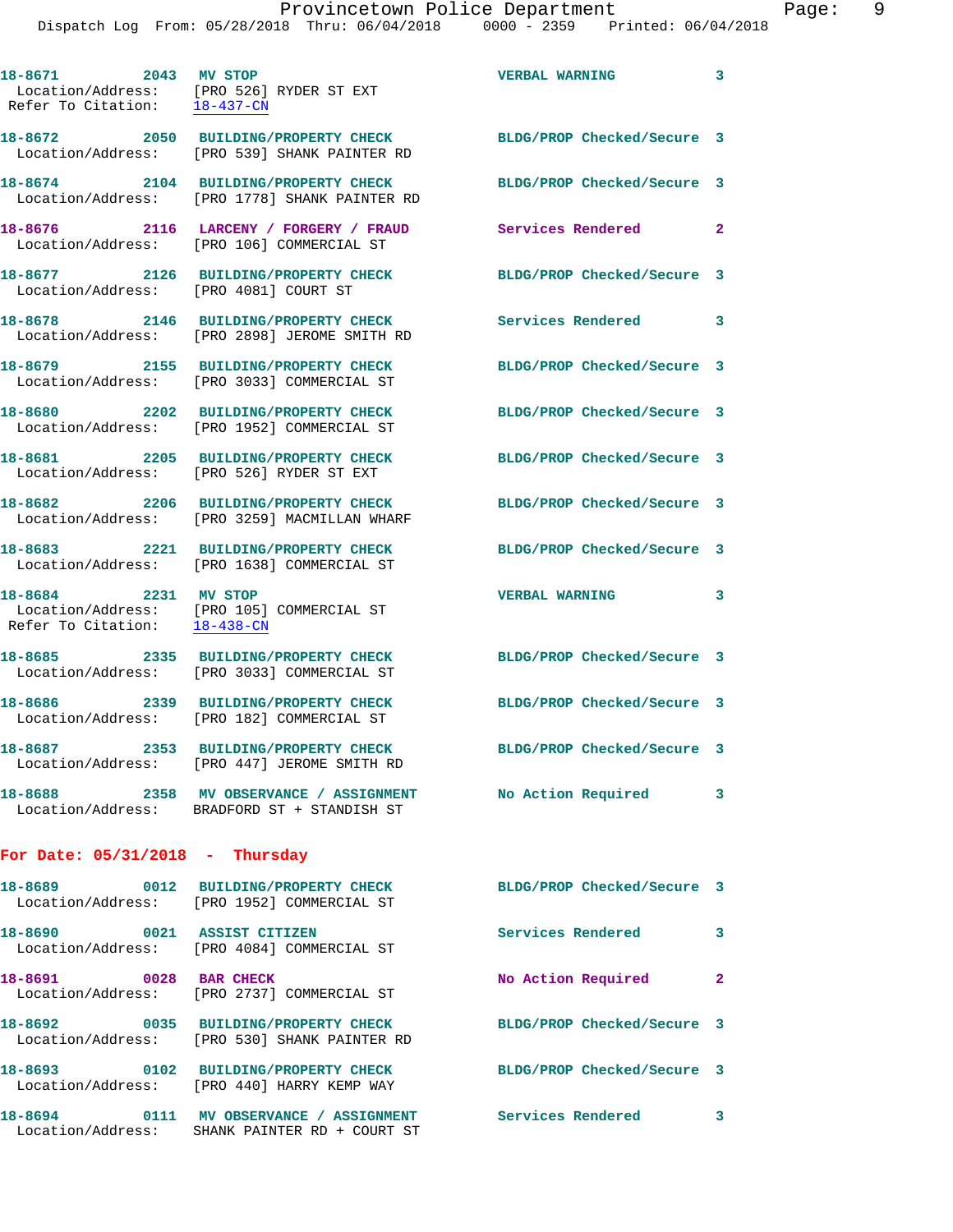18-8671 2043 MV STOP VERBAL WARNING 3
Location/Address: [PRO 526] RYDER ST EXT
Refer To Citation: 18-437-CN

18-8672 2050 BUILDING/PROPERTY CHECK BLDG/PROP Checked/Secure 3
Location/Address: [PRO 539] SHANK PAINTER RD

18-8674 2104 BUILDING/PROPERTY CHECK BLDG/PROP Checked/Secure 3
Location/Address: [PRO 1778] SHANK PAINTER RD

18-8676 2116 LARCENY / FORGERY / FRAUD Services Rendered 2
Location/Address: [PRO 106] COMMERCIAL ST

18-8677 2126 BUILDING/PROPERTY CHECK BLDG/PROP Checked/Secure 3
Location/Address: [PRO 4081] COURT ST

18-8678 2146 BUILDING/PROPERTY CHECK Services Rendered 3
Location/Address: [PRO 2898] JEROME SMITH RD

18-8679 2155 BUILDING/PROPERTY CHECK BLDG/PROP Checked/Secure 3
Location/Address: [PRO 3033] COMMERCIAL ST

18-8680 2202 BUILDING/PROPERTY CHECK BLDG/PROP Checked/Secure 3
Location/Address: [PRO 1952] COMMERCIAL ST

18-8681 2205 BUILDING/PROPERTY CHECK BLDG/PROP Checked/Secure 3
Location/Address: [PRO 526] RYDER ST EXT

18-8682 2206 BUILDING/PROPERTY CHECK BLDG/PROP Checked/Secure 3
Location/Address: [PRO 3259] MACMILLAN WHARF

18-8683 2221 BUILDING/PROPERTY CHECK BLDG/PROP Checked/Secure 3
Location/Address: [PRO 1638] COMMERCIAL ST

18-8684 2231 MV STOP VERBAL WARNING 3
Location/Address: [PRO 105] COMMERCIAL ST
Refer To Citation: 18-438-CN

18-8685 2335 BUILDING/PROPERTY CHECK BLDG/PROP Checked/Secure 3
Location/Address: [PRO 3033] COMMERCIAL ST

18-8686 2339 BUILDING/PROPERTY CHECK BLDG/PROP Checked/Secure 3
Location/Address: [PRO 182] COMMERCIAL ST

18-8687 2353 BUILDING/PROPERTY CHECK BLDG/PROP Checked/Secure 3
Location/Address: [PRO 447] JEROME SMITH RD

18-8688 2358 MV OBSERVANCE / ASSIGNMENT No Action Required 3
Location/Address: BRADFORD ST + STANDISH ST

**For Date: 05/31/2018 - Thursday**

18-8689 0012 BUILDING/PROPERTY CHECK BLDG/PROP Checked/Secure 3
Location/Address: [PRO 1952] COMMERCIAL ST

18-8690 0021 ASSIST CITIZEN Services Rendered 3
Location/Address: [PRO 4084] COMMERCIAL ST

18-8691 0028 BAR CHECK No Action Required 2
Location/Address: [PRO 2737] COMMERCIAL ST

18-8692 0035 BUILDING/PROPERTY CHECK BLDG/PROP Checked/Secure 3
Location/Address: [PRO 530] SHANK PAINTER RD

18-8693 0102 BUILDING/PROPERTY CHECK BLDG/PROP Checked/Secure 3
Location/Address: [PRO 440] HARRY KEMP WAY

18-8694 0111 MV OBSERVANCE / ASSIGNMENT Services Rendered 3
Location/Address: SHANK PAINTER RD + COURT ST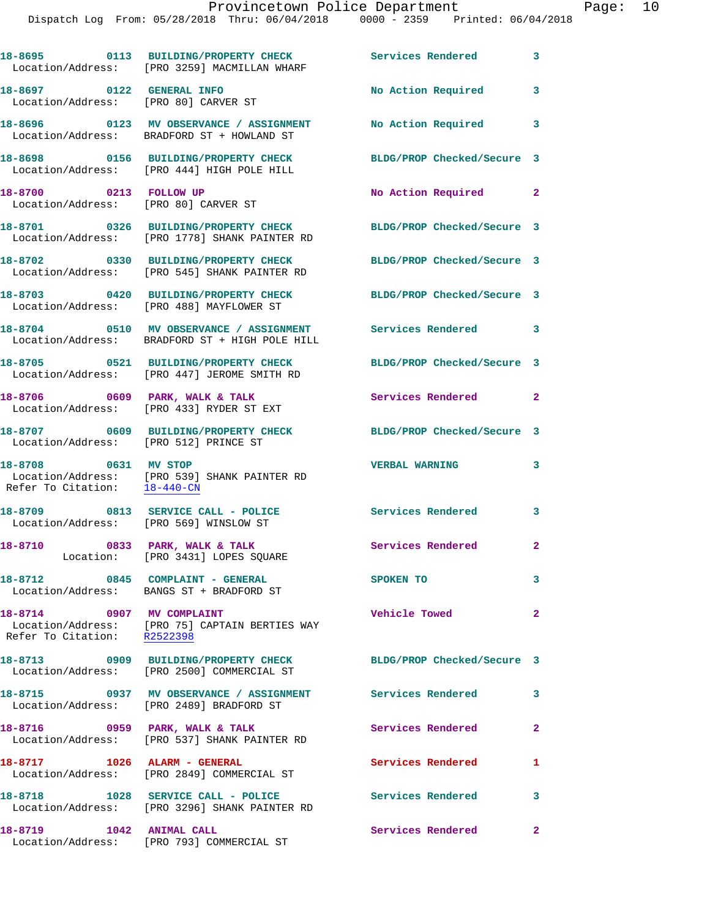18-8695 0113 BUILDING/PROPERTY CHECK Services Rendered 3
Location/Address: [PRO 3259] MACMILLAN WHARF

18-8697 0122 GENERAL INFO No Action Required 3
Location/Address: [PRO 80] CARVER ST

18-8696 0123 MV OBSERVANCE / ASSIGNMENT No Action Required 3
Location/Address: BRADFORD ST + HOWLAND ST

18-8698 0156 BUILDING/PROPERTY CHECK BLDG/PROP Checked/Secure 3
Location/Address: [PRO 444] HIGH POLE HILL

18-8700 0213 FOLLOW UP No Action Required 2
Location/Address: [PRO 80] CARVER ST

18-8701 0326 BUILDING/PROPERTY CHECK BLDG/PROP Checked/Secure 3
Location/Address: [PRO 1778] SHANK PAINTER RD

18-8702 0330 BUILDING/PROPERTY CHECK BLDG/PROP Checked/Secure 3
Location/Address: [PRO 545] SHANK PAINTER RD

18-8703 0420 BUILDING/PROPERTY CHECK BLDG/PROP Checked/Secure 3
Location/Address: [PRO 488] MAYFLOWER ST

18-8704 0510 MV OBSERVANCE / ASSIGNMENT Services Rendered 3
Location/Address: BRADFORD ST + HIGH POLE HILL

18-8705 0521 BUILDING/PROPERTY CHECK BLDG/PROP Checked/Secure 3
Location/Address: [PRO 447] JEROME SMITH RD

18-8706 0609 PARK, WALK & TALK Services Rendered 2
Location/Address: [PRO 433] RYDER ST EXT

18-8707 0609 BUILDING/PROPERTY CHECK BLDG/PROP Checked/Secure 3
Location/Address: [PRO 512] PRINCE ST

18-8708 0631 MV STOP VERBAL WARNING 3
Location/Address: [PRO 539] SHANK PAINTER RD
Refer To Citation: 18-440-CN

18-8709 0813 SERVICE CALL - POLICE Services Rendered 3
Location/Address: [PRO 569] WINSLOW ST

18-8710 0833 PARK, WALK & TALK Services Rendered 2
Location: [PRO 3431] LOPES SQUARE

18-8712 0845 COMPLAINT - GENERAL SPOKEN TO 3
Location/Address: BANGS ST + BRADFORD ST

18-8714 0907 MV COMPLAINT Vehicle Towed 2
Location/Address: [PRO 75] CAPTAIN BERTIES WAY
Refer To Citation: R2522398

18-8713 0909 BUILDING/PROPERTY CHECK BLDG/PROP Checked/Secure 3
Location/Address: [PRO 2500] COMMERCIAL ST

18-8715 0937 MV OBSERVANCE / ASSIGNMENT Services Rendered 3
Location/Address: [PRO 2489] BRADFORD ST

18-8716 0959 PARK, WALK & TALK Services Rendered 2
Location/Address: [PRO 537] SHANK PAINTER RD

18-8717 1026 ALARM - GENERAL Services Rendered 1
Location/Address: [PRO 2849] COMMERCIAL ST

18-8718 1028 SERVICE CALL - POLICE Services Rendered 3
Location/Address: [PRO 3296] SHANK PAINTER RD

18-8719 1042 ANIMAL CALL Services Rendered 2
Location/Address: [PRO 793] COMMERCIAL ST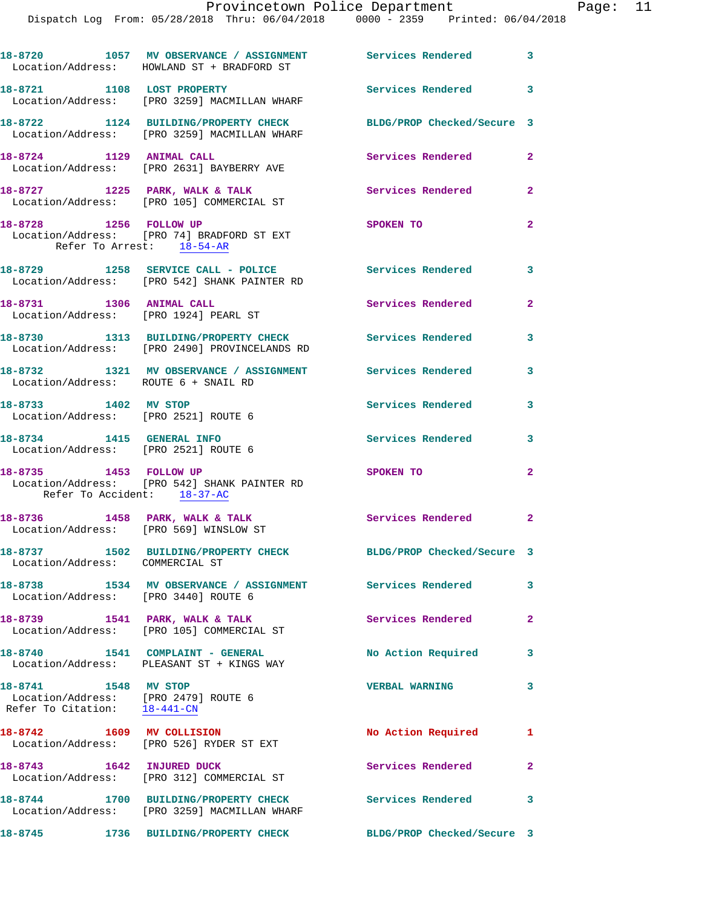18-8720 1057 MV OBSERVANCE / ASSIGNMENT Services Rendered 3
Location/Address: HOWLAND ST + BRADFORD ST

18-8721 1108 LOST PROPERTY Services Rendered 3
Location/Address: [PRO 3259] MACMILLAN WHARF

18-8722 1124 BUILDING/PROPERTY CHECK BLDG/PROP Checked/Secure 3
Location/Address: [PRO 3259] MACMILLAN WHARF

18-8724 1129 ANIMAL CALL Services Rendered 2
Location/Address: [PRO 2631] BAYBERRY AVE

18-8727 1225 PARK, WALK & TALK Services Rendered 2
Location/Address: [PRO 105] COMMERCIAL ST

18-8728 1256 FOLLOW UP SPOKEN TO 2
Location/Address: [PRO 74] BRADFORD ST EXT
Refer To Arrest: 18-54-AR

18-8729 1258 SERVICE CALL - POLICE Services Rendered 3
Location/Address: [PRO 542] SHANK PAINTER RD

18-8731 1306 ANIMAL CALL Services Rendered 2
Location/Address: [PRO 1924] PEARL ST

18-8730 1313 BUILDING/PROPERTY CHECK Services Rendered 3
Location/Address: [PRO 2490] PROVINCELANDS RD

18-8732 1321 MV OBSERVANCE / ASSIGNMENT Services Rendered 3
Location/Address: ROUTE 6 + SNAIL RD

18-8733 1402 MV STOP Services Rendered 3
Location/Address: [PRO 2521] ROUTE 6

18-8734 1415 GENERAL INFO Services Rendered 3
Location/Address: [PRO 2521] ROUTE 6

18-8735 1453 FOLLOW UP SPOKEN TO 2
Location/Address: [PRO 542] SHANK PAINTER RD
Refer To Accident: 18-37-AC

18-8736 1458 PARK, WALK & TALK Services Rendered 2
Location/Address: [PRO 569] WINSLOW ST

18-8737 1502 BUILDING/PROPERTY CHECK BLDG/PROP Checked/Secure 3
Location/Address: COMMERCIAL ST

18-8738 1534 MV OBSERVANCE / ASSIGNMENT Services Rendered 3
Location/Address: [PRO 3440] ROUTE 6

18-8739 1541 PARK, WALK & TALK Services Rendered 2
Location/Address: [PRO 105] COMMERCIAL ST

18-8740 1541 COMPLAINT - GENERAL No Action Required 3
Location/Address: PLEASANT ST + KINGS WAY

18-8741 1548 MV STOP VERBAL WARNING 3
Location/Address: [PRO 2479] ROUTE 6
Refer To Citation: 18-441-CN

18-8742 1609 MV COLLISION No Action Required 1
Location/Address: [PRO 526] RYDER ST EXT

18-8743 1642 INJURED DUCK Services Rendered 2
Location/Address: [PRO 312] COMMERCIAL ST

18-8744 1700 BUILDING/PROPERTY CHECK Services Rendered 3
Location/Address: [PRO 3259] MACMILLAN WHARF

18-8745 1736 BUILDING/PROPERTY CHECK BLDG/PROP Checked/Secure 3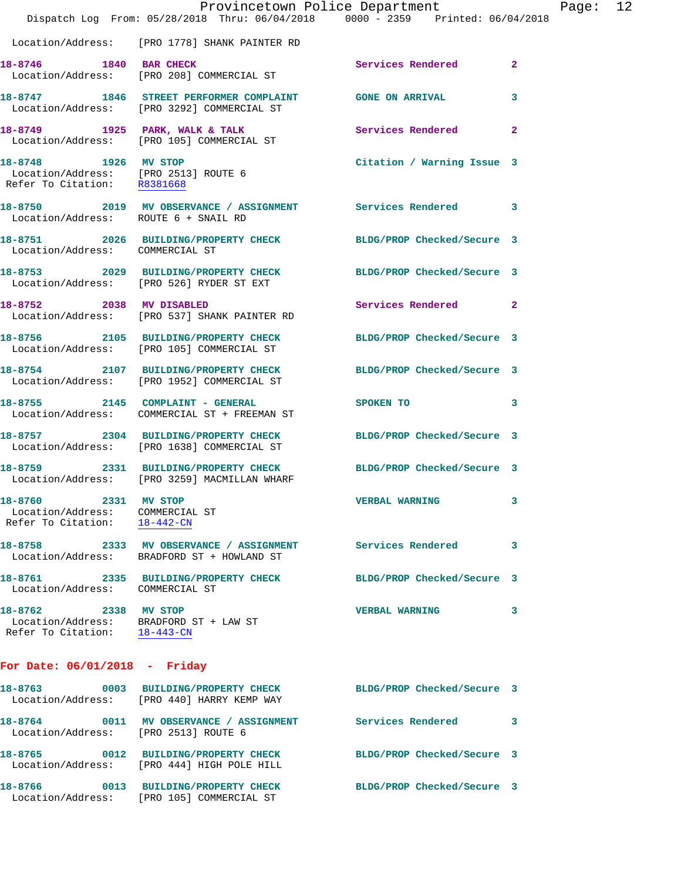Location/Address: [PRO 1778] SHANK PAINTER RD

**18-8746** 1840 **BAR CHECK** Services Rendered 2
Location/Address: [PRO 208] COMMERCIAL ST

**18-8747** 1846 **STREET PERFORMER COMPLAINT** GONE ON ARRIVAL 3
Location/Address: [PRO 3292] COMMERCIAL ST

**18-8749** 1925 **PARK, WALK & TALK** Services Rendered 2
Location/Address: [PRO 105] COMMERCIAL ST

**18-8748** 1926 **MV STOP** Citation / Warning Issue 3
Location/Address: [PRO 2513] ROUTE 6
Refer To Citation: R8381668

**18-8750** 2019 **MV OBSERVANCE / ASSIGNMENT** Services Rendered 3
Location/Address: ROUTE 6 + SNAIL RD

**18-8751** 2026 **BUILDING/PROPERTY CHECK** BLDG/PROP Checked/Secure 3
Location/Address: COMMERCIAL ST

**18-8753** 2029 **BUILDING/PROPERTY CHECK** BLDG/PROP Checked/Secure 3
Location/Address: [PRO 526] RYDER ST EXT

**18-8752** 2038 **MV DISABLED** Services Rendered 2
Location/Address: [PRO 537] SHANK PAINTER RD

**18-8756** 2105 **BUILDING/PROPERTY CHECK** BLDG/PROP Checked/Secure 3
Location/Address: [PRO 105] COMMERCIAL ST

**18-8754** 2107 **BUILDING/PROPERTY CHECK** BLDG/PROP Checked/Secure 3
Location/Address: [PRO 1952] COMMERCIAL ST

**18-8755** 2145 **COMPLAINT - GENERAL** SPOKEN TO 3
Location/Address: COMMERCIAL ST + FREEMAN ST

**18-8757** 2304 **BUILDING/PROPERTY CHECK** BLDG/PROP Checked/Secure 3
Location/Address: [PRO 1638] COMMERCIAL ST

**18-8759** 2331 **BUILDING/PROPERTY CHECK** BLDG/PROP Checked/Secure 3
Location/Address: [PRO 3259] MACMILLAN WHARF

**18-8760** 2331 **MV STOP** VERBAL WARNING 3
Location/Address: COMMERCIAL ST
Refer To Citation: 18-442-CN

**18-8758** 2333 **MV OBSERVANCE / ASSIGNMENT** Services Rendered 3
Location/Address: BRADFORD ST + HOWLAND ST

**18-8761** 2335 **BUILDING/PROPERTY CHECK** BLDG/PROP Checked/Secure 3
Location/Address: COMMERCIAL ST

**18-8762** 2338 **MV STOP** VERBAL WARNING 3
Location/Address: BRADFORD ST + LAW ST
Refer To Citation: 18-443-CN

## For Date: 06/01/2018 - Friday

**18-8763** 0003 **BUILDING/PROPERTY CHECK** BLDG/PROP Checked/Secure 3
Location/Address: [PRO 440] HARRY KEMP WAY

**18-8764** 0011 **MV OBSERVANCE / ASSIGNMENT** Services Rendered 3
Location/Address: [PRO 2513] ROUTE 6

**18-8765** 0012 **BUILDING/PROPERTY CHECK** BLDG/PROP Checked/Secure 3
Location/Address: [PRO 444] HIGH POLE HILL

**18-8766** 0013 **BUILDING/PROPERTY CHECK** BLDG/PROP Checked/Secure 3
Location/Address: [PRO 105] COMMERCIAL ST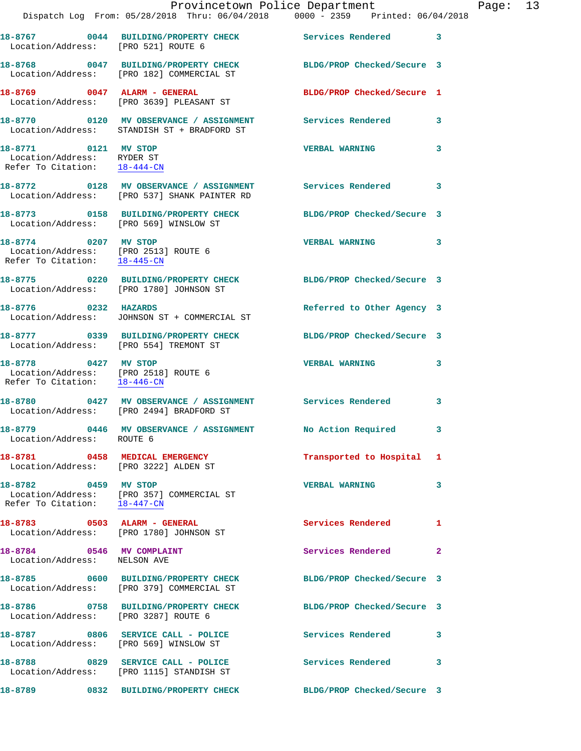18-8767 0044 BUILDING/PROPERTY CHECK Services Rendered 3
Location/Address: [PRO 521] ROUTE 6

18-8768 0047 BUILDING/PROPERTY CHECK BLDG/PROP Checked/Secure 3
Location/Address: [PRO 182] COMMERCIAL ST

18-8769 0047 ALARM - GENERAL BLDG/PROP Checked/Secure 1
Location/Address: [PRO 3639] PLEASANT ST

18-8770 0120 MV OBSERVANCE / ASSIGNMENT Services Rendered 3
Location/Address: STANDISH ST + BRADFORD ST

18-8771 0121 MV STOP VERBAL WARNING 3
Location/Address: RYDER ST
Refer To Citation: 18-444-CN

18-8772 0128 MV OBSERVANCE / ASSIGNMENT Services Rendered 3
Location/Address: [PRO 537] SHANK PAINTER RD

18-8773 0158 BUILDING/PROPERTY CHECK BLDG/PROP Checked/Secure 3
Location/Address: [PRO 569] WINSLOW ST

18-8774 0207 MV STOP VERBAL WARNING 3
Location/Address: [PRO 2513] ROUTE 6
Refer To Citation: 18-445-CN

18-8775 0220 BUILDING/PROPERTY CHECK BLDG/PROP Checked/Secure 3
Location/Address: [PRO 1780] JOHNSON ST

18-8776 0232 HAZARDS Referred to Other Agency 3
Location/Address: JOHNSON ST + COMMERCIAL ST

18-8777 0339 BUILDING/PROPERTY CHECK BLDG/PROP Checked/Secure 3
Location/Address: [PRO 554] TREMONT ST

18-8778 0427 MV STOP VERBAL WARNING 3
Location/Address: [PRO 2518] ROUTE 6
Refer To Citation: 18-446-CN

18-8780 0427 MV OBSERVANCE / ASSIGNMENT Services Rendered 3
Location/Address: [PRO 2494] BRADFORD ST

18-8779 0446 MV OBSERVANCE / ASSIGNMENT No Action Required 3
Location/Address: ROUTE 6

18-8781 0458 MEDICAL EMERGENCY Transported to Hospital 1
Location/Address: [PRO 3222] ALDEN ST

18-8782 0459 MV STOP VERBAL WARNING 3
Location/Address: [PRO 357] COMMERCIAL ST
Refer To Citation: 18-447-CN

18-8783 0503 ALARM - GENERAL Services Rendered 1
Location/Address: [PRO 1780] JOHNSON ST

18-8784 0546 MV COMPLAINT Services Rendered 2
Location/Address: NELSON AVE

18-8785 0600 BUILDING/PROPERTY CHECK BLDG/PROP Checked/Secure 3
Location/Address: [PRO 379] COMMERCIAL ST

18-8786 0758 BUILDING/PROPERTY CHECK BLDG/PROP Checked/Secure 3
Location/Address: [PRO 3287] ROUTE 6

18-8787 0806 SERVICE CALL - POLICE Services Rendered 3
Location/Address: [PRO 569] WINSLOW ST

18-8788 0829 SERVICE CALL - POLICE Services Rendered 3
Location/Address: [PRO 1115] STANDISH ST

18-8789 0832 BUILDING/PROPERTY CHECK BLDG/PROP Checked/Secure 3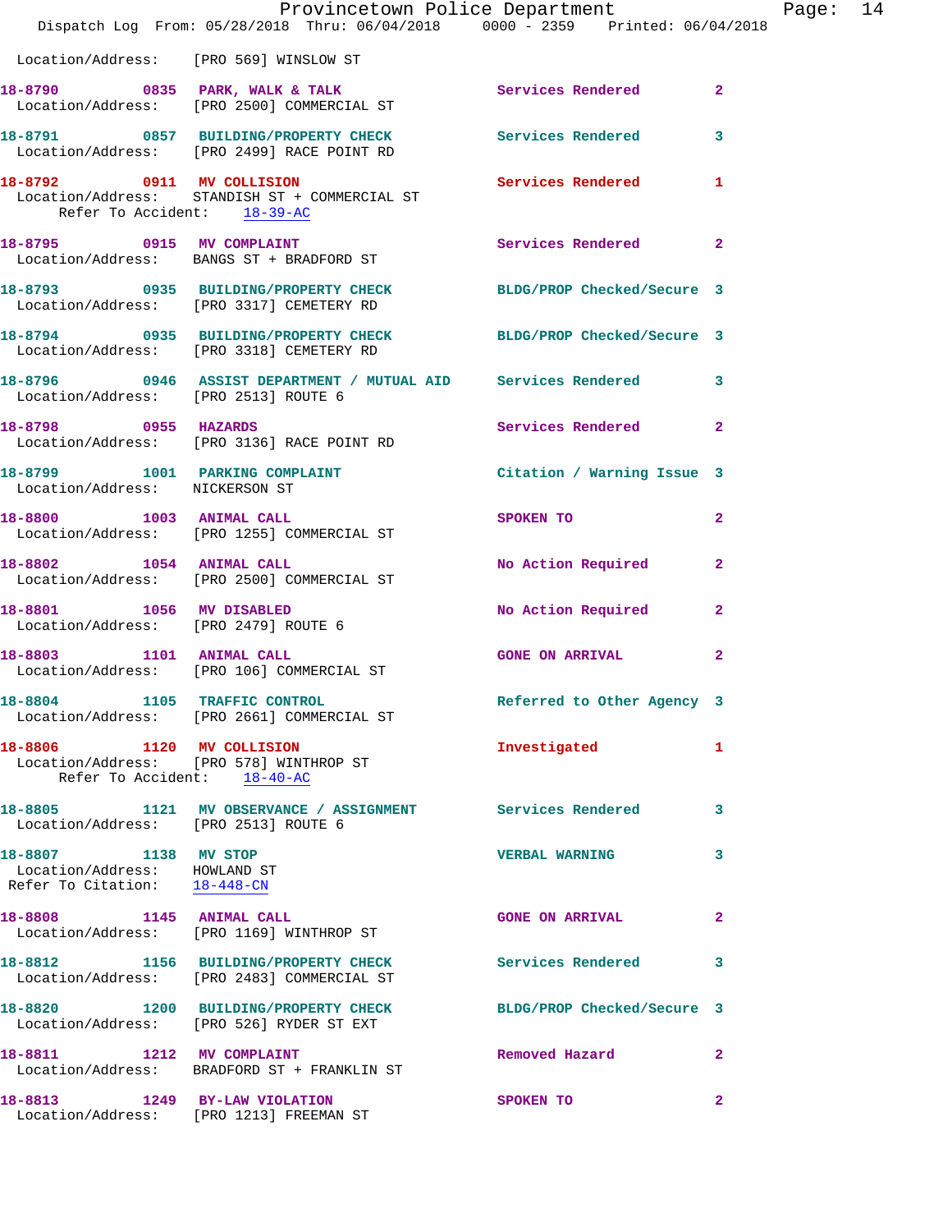Location/Address: [PRO 569] WINSLOW ST

**18-8790 0835 PARK, WALK & TALK** Services Rendered 2
Location/Address: [PRO 2500] COMMERCIAL ST

**18-8791 0857 BUILDING/PROPERTY CHECK** Services Rendered 3
Location/Address: [PRO 2499] RACE POINT RD

**18-8792 0911 MV COLLISION** Services Rendered 1
Location/Address: STANDISH ST + COMMERCIAL ST
Refer To Accident: 18-39-AC

**18-8795 0915 MV COMPLAINT** Services Rendered 2
Location/Address: BANGS ST + BRADFORD ST

**18-8793 0935 BUILDING/PROPERTY CHECK** BLDG/PROP Checked/Secure 3
Location/Address: [PRO 3317] CEMETERY RD

**18-8794 0935 BUILDING/PROPERTY CHECK** BLDG/PROP Checked/Secure 3
Location/Address: [PRO 3318] CEMETERY RD

**18-8796 0946 ASSIST DEPARTMENT / MUTUAL AID** Services Rendered 3
Location/Address: [PRO 2513] ROUTE 6

**18-8798 0955 HAZARDS** Services Rendered 2
Location/Address: [PRO 3136] RACE POINT RD

**18-8799 1001 PARKING COMPLAINT** Citation / Warning Issue 3
Location/Address: NICKERSON ST

**18-8800 1003 ANIMAL CALL** SPOKEN TO 2
Location/Address: [PRO 1255] COMMERCIAL ST

**18-8802 1054 ANIMAL CALL** No Action Required 2
Location/Address: [PRO 2500] COMMERCIAL ST

**18-8801 1056 MV DISABLED** No Action Required 2
Location/Address: [PRO 2479] ROUTE 6

**18-8803 1101 ANIMAL CALL** GONE ON ARRIVAL 2
Location/Address: [PRO 106] COMMERCIAL ST

**18-8804 1105 TRAFFIC CONTROL** Referred to Other Agency 3
Location/Address: [PRO 2661] COMMERCIAL ST

**18-8806 1120 MV COLLISION** Investigated 1
Location/Address: [PRO 578] WINTHROP ST
Refer To Accident: 18-40-AC

**18-8805 1121 MV OBSERVANCE / ASSIGNMENT** Services Rendered 3
Location/Address: [PRO 2513] ROUTE 6

**18-8807 1138 MV STOP** VERBAL WARNING 3
Location/Address: HOWLAND ST
Refer To Citation: 18-448-CN

**18-8808 1145 ANIMAL CALL** GONE ON ARRIVAL 2
Location/Address: [PRO 1169] WINTHROP ST

**18-8812 1156 BUILDING/PROPERTY CHECK** Services Rendered 3
Location/Address: [PRO 2483] COMMERCIAL ST

**18-8820 1200 BUILDING/PROPERTY CHECK** BLDG/PROP Checked/Secure 3
Location/Address: [PRO 526] RYDER ST EXT

**18-8811 1212 MV COMPLAINT** Removed Hazard 2
Location/Address: BRADFORD ST + FRANKLIN ST

**18-8813 1249 BY-LAW VIOLATION** SPOKEN TO 2
Location/Address: [PRO 1213] FREEMAN ST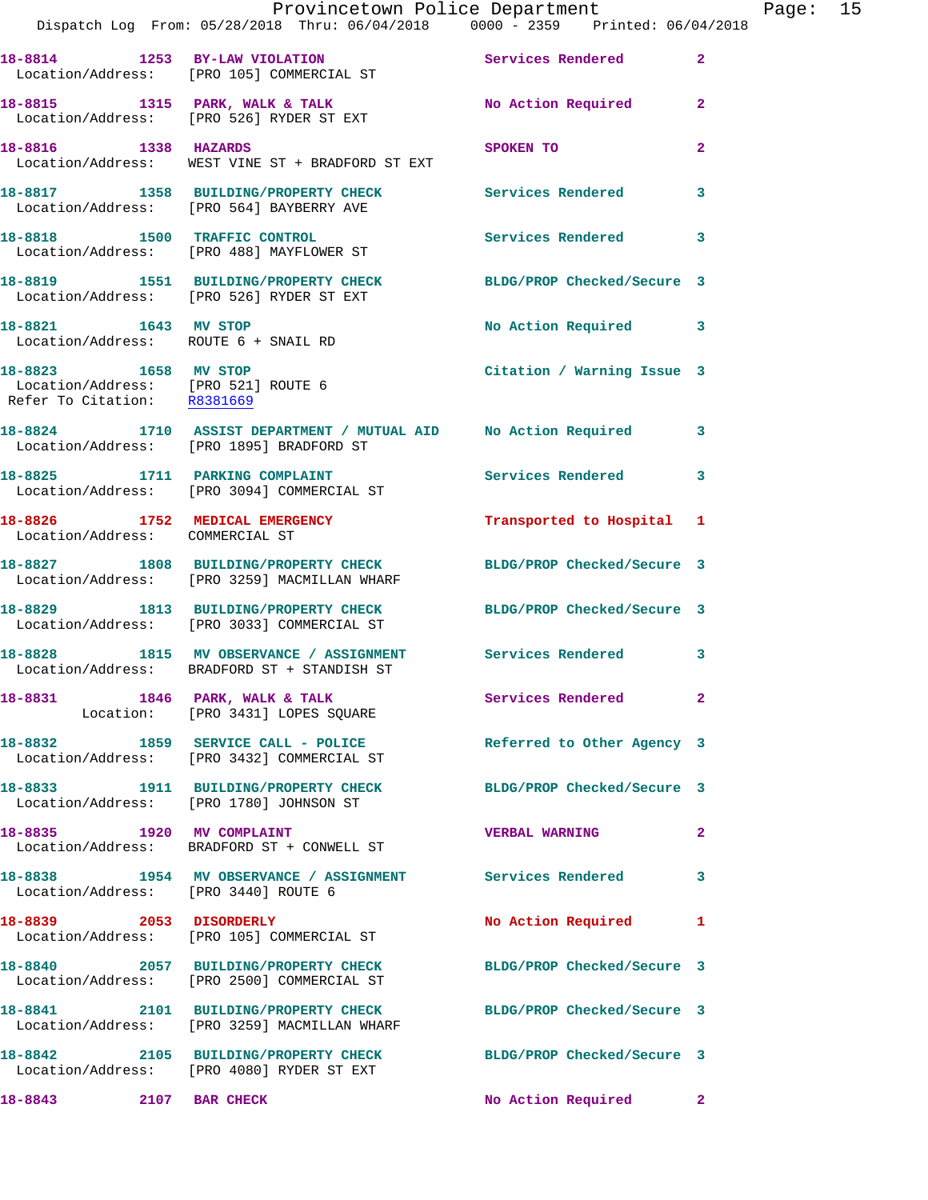18-8814 1253 BY-LAW VIOLATION Services Rendered 2
Location/Address: [PRO 105] COMMERCIAL ST

18-8815 1315 PARK, WALK & TALK No Action Required 2
Location/Address: [PRO 526] RYDER ST EXT

18-8816 1338 HAZARDS SPOKEN TO 2
Location/Address: WEST VINE ST + BRADFORD ST EXT

18-8817 1358 BUILDING/PROPERTY CHECK Services Rendered 3
Location/Address: [PRO 564] BAYBERRY AVE

18-8818 1500 TRAFFIC CONTROL Services Rendered 3
Location/Address: [PRO 488] MAYFLOWER ST

18-8819 1551 BUILDING/PROPERTY CHECK BLDG/PROP Checked/Secure 3
Location/Address: [PRO 526] RYDER ST EXT

18-8821 1643 MV STOP No Action Required 3
Location/Address: ROUTE 6 + SNAIL RD

18-8823 1658 MV STOP Citation / Warning Issue 3
Location/Address: [PRO 521] ROUTE 6
Refer To Citation: R8381669

18-8824 1710 ASSIST DEPARTMENT / MUTUAL AID No Action Required 3
Location/Address: [PRO 1895] BRADFORD ST

18-8825 1711 PARKING COMPLAINT Services Rendered 3
Location/Address: [PRO 3094] COMMERCIAL ST

18-8826 1752 MEDICAL EMERGENCY Transported to Hospital 1
Location/Address: COMMERCIAL ST

18-8827 1808 BUILDING/PROPERTY CHECK BLDG/PROP Checked/Secure 3
Location/Address: [PRO 3259] MACMILLAN WHARF

18-8829 1813 BUILDING/PROPERTY CHECK BLDG/PROP Checked/Secure 3
Location/Address: [PRO 3033] COMMERCIAL ST

18-8828 1815 MV OBSERVANCE / ASSIGNMENT Services Rendered 3
Location/Address: BRADFORD ST + STANDISH ST

18-8831 1846 PARK, WALK & TALK Services Rendered 2
Location: [PRO 3431] LOPES SQUARE

18-8832 1859 SERVICE CALL - POLICE Referred to Other Agency 3
Location/Address: [PRO 3432] COMMERCIAL ST

18-8833 1911 BUILDING/PROPERTY CHECK BLDG/PROP Checked/Secure 3
Location/Address: [PRO 1780] JOHNSON ST

18-8835 1920 MV COMPLAINT VERBAL WARNING 2
Location/Address: BRADFORD ST + CONWELL ST

18-8838 1954 MV OBSERVANCE / ASSIGNMENT Services Rendered 3
Location/Address: [PRO 3440] ROUTE 6

18-8839 2053 DISORDERLY No Action Required 1
Location/Address: [PRO 105] COMMERCIAL ST

18-8840 2057 BUILDING/PROPERTY CHECK BLDG/PROP Checked/Secure 3
Location/Address: [PRO 2500] COMMERCIAL ST

18-8841 2101 BUILDING/PROPERTY CHECK BLDG/PROP Checked/Secure 3
Location/Address: [PRO 3259] MACMILLAN WHARF

18-8842 2105 BUILDING/PROPERTY CHECK BLDG/PROP Checked/Secure 3
Location/Address: [PRO 4080] RYDER ST EXT

18-8843 2107 BAR CHECK No Action Required 2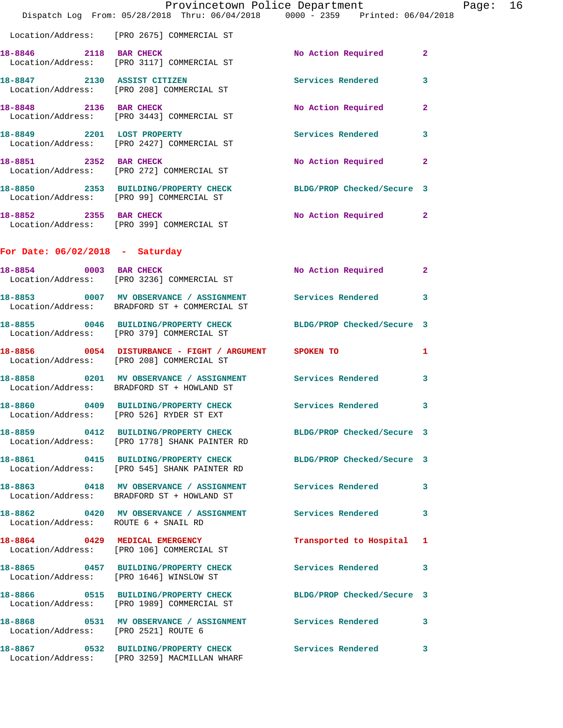Location/Address: [PRO 2675] COMMERCIAL ST

| Call Number | Time | Call Reason | Action | Priority |
|---|---|---|---|---|
| 18-8846 | 2118 | BAR CHECK | No Action Required | 2 |
| Location/Address: [PRO 3117] COMMERCIAL ST | | | | |
| 18-8847 | 2130 | ASSIST CITIZEN | Services Rendered | 3 |
| Location/Address: [PRO 208] COMMERCIAL ST | | | | |
| 18-8848 | 2136 | BAR CHECK | No Action Required | 2 |
| Location/Address: [PRO 3443] COMMERCIAL ST | | | | |
| 18-8849 | 2201 | LOST PROPERTY | Services Rendered | 3 |
| Location/Address: [PRO 2427] COMMERCIAL ST | | | | |
| 18-8851 | 2352 | BAR CHECK | No Action Required | 2 |
| Location/Address: [PRO 272] COMMERCIAL ST | | | | |
| 18-8850 | 2353 | BUILDING/PROPERTY CHECK | BLDG/PROP Checked/Secure | 3 |
| Location/Address: [PRO 99] COMMERCIAL ST | | | | |
| 18-8852 | 2355 | BAR CHECK | No Action Required | 2 |
| Location/Address: [PRO 399] COMMERCIAL ST | | | | |

## For Date: 06/02/2018 - Saturday

| Call Number | Time | Call Reason | Action | Priority |
|---|---|---|---|---|
| 18-8854 | 0003 | BAR CHECK | No Action Required | 2 |
| Location/Address: [PRO 3236] COMMERCIAL ST | | | | |
| 18-8853 | 0007 | MV OBSERVANCE / ASSIGNMENT | Services Rendered | 3 |
| Location/Address: BRADFORD ST + COMMERCIAL ST | | | | |
| 18-8855 | 0046 | BUILDING/PROPERTY CHECK | BLDG/PROP Checked/Secure | 3 |
| Location/Address: [PRO 379] COMMERCIAL ST | | | | |
| 18-8856 | 0054 | DISTURBANCE - FIGHT / ARGUMENT | SPOKEN TO | 1 |
| Location/Address: [PRO 208] COMMERCIAL ST | | | | |
| 18-8858 | 0201 | MV OBSERVANCE / ASSIGNMENT | Services Rendered | 3 |
| Location/Address: BRADFORD ST + HOWLAND ST | | | | |
| 18-8860 | 0409 | BUILDING/PROPERTY CHECK | Services Rendered | 3 |
| Location/Address: [PRO 526] RYDER ST EXT | | | | |
| 18-8859 | 0412 | BUILDING/PROPERTY CHECK | BLDG/PROP Checked/Secure | 3 |
| Location/Address: [PRO 1778] SHANK PAINTER RD | | | | |
| 18-8861 | 0415 | BUILDING/PROPERTY CHECK | BLDG/PROP Checked/Secure | 3 |
| Location/Address: [PRO 545] SHANK PAINTER RD | | | | |
| 18-8863 | 0418 | MV OBSERVANCE / ASSIGNMENT | Services Rendered | 3 |
| Location/Address: BRADFORD ST + HOWLAND ST | | | | |
| 18-8862 | 0420 | MV OBSERVANCE / ASSIGNMENT | Services Rendered | 3 |
| Location/Address: ROUTE 6 + SNAIL RD | | | | |
| 18-8864 | 0429 | MEDICAL EMERGENCY | Transported to Hospital | 1 |
| Location/Address: [PRO 106] COMMERCIAL ST | | | | |
| 18-8865 | 0457 | BUILDING/PROPERTY CHECK | Services Rendered | 3 |
| Location/Address: [PRO 1646] WINSLOW ST | | | | |
| 18-8866 | 0515 | BUILDING/PROPERTY CHECK | BLDG/PROP Checked/Secure | 3 |
| Location/Address: [PRO 1989] COMMERCIAL ST | | | | |
| 18-8868 | 0531 | MV OBSERVANCE / ASSIGNMENT | Services Rendered | 3 |
| Location/Address: [PRO 2521] ROUTE 6 | | | | |
| 18-8867 | 0532 | BUILDING/PROPERTY CHECK | Services Rendered | 3 |
| Location/Address: [PRO 3259] MACMILLAN WHARF | | | | |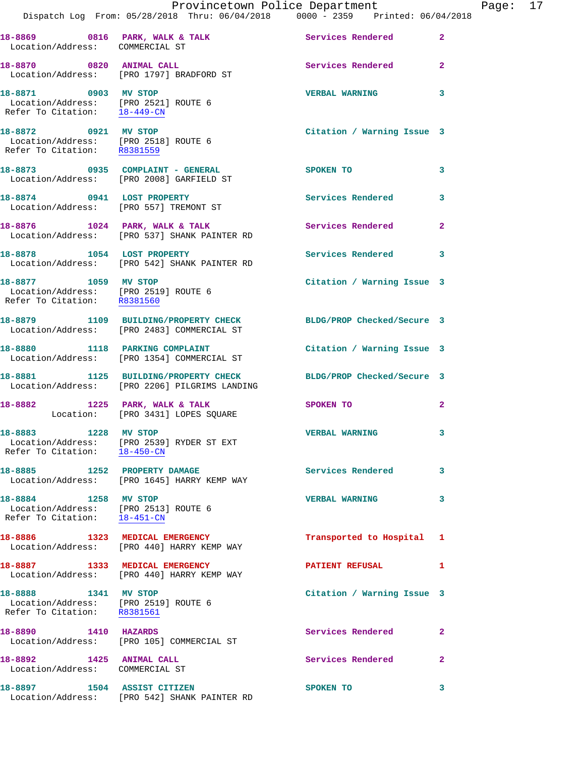**18-8869** 0816 **PARK, WALK & TALK** Services Rendered 2
Location/Address: COMMERCIAL ST

**18-8870** 0820 **ANIMAL CALL** Services Rendered 2
Location/Address: [PRO 1797] BRADFORD ST

**18-8871** 0903 **MV STOP** VERBAL WARNING 3
Location/Address: [PRO 2521] ROUTE 6
Refer To Citation: 18-449-CN

**18-8872** 0921 **MV STOP** Citation / Warning Issue 3
Location/Address: [PRO 2518] ROUTE 6
Refer To Citation: R8381559

**18-8873** 0935 **COMPLAINT - GENERAL** SPOKEN TO 3
Location/Address: [PRO 2008] GARFIELD ST

**18-8874** 0941 **LOST PROPERTY** Services Rendered 3
Location/Address: [PRO 557] TREMONT ST

**18-8876** 1024 **PARK, WALK & TALK** Services Rendered 2
Location/Address: [PRO 537] SHANK PAINTER RD

**18-8878** 1054 **LOST PROPERTY** Services Rendered 3
Location/Address: [PRO 542] SHANK PAINTER RD

**18-8877** 1059 **MV STOP** Citation / Warning Issue 3
Location/Address: [PRO 2519] ROUTE 6
Refer To Citation: R8381560

**18-8879** 1109 **BUILDING/PROPERTY CHECK** BLDG/PROP Checked/Secure 3
Location/Address: [PRO 2483] COMMERCIAL ST

**18-8880** 1118 **PARKING COMPLAINT** Citation / Warning Issue 3
Location/Address: [PRO 1354] COMMERCIAL ST

**18-8881** 1125 **BUILDING/PROPERTY CHECK** BLDG/PROP Checked/Secure 3
Location/Address: [PRO 2206] PILGRIMS LANDING

**18-8882** 1225 **PARK, WALK & TALK** SPOKEN TO 2
Location: [PRO 3431] LOPES SQUARE

**18-8883** 1228 **MV STOP** VERBAL WARNING 3
Location/Address: [PRO 2539] RYDER ST EXT
Refer To Citation: 18-450-CN

**18-8885** 1252 **PROPERTY DAMAGE** Services Rendered 3
Location/Address: [PRO 1645] HARRY KEMP WAY

**18-8884** 1258 **MV STOP** VERBAL WARNING 3
Location/Address: [PRO 2513] ROUTE 6
Refer To Citation: 18-451-CN

**18-8886** 1323 **MEDICAL EMERGENCY** Transported to Hospital 1
Location/Address: [PRO 440] HARRY KEMP WAY

**18-8887** 1333 **MEDICAL EMERGENCY** PATIENT REFUSAL 1
Location/Address: [PRO 440] HARRY KEMP WAY

**18-8888** 1341 **MV STOP** Citation / Warning Issue 3
Location/Address: [PRO 2519] ROUTE 6
Refer To Citation: R8381561

**18-8890** 1410 **HAZARDS** Services Rendered 2
Location/Address: [PRO 105] COMMERCIAL ST

**18-8892** 1425 **ANIMAL CALL** Services Rendered 2
Location/Address: COMMERCIAL ST

**18-8897** 1504 **ASSIST CITIZEN** SPOKEN TO 3
Location/Address: [PRO 542] SHANK PAINTER RD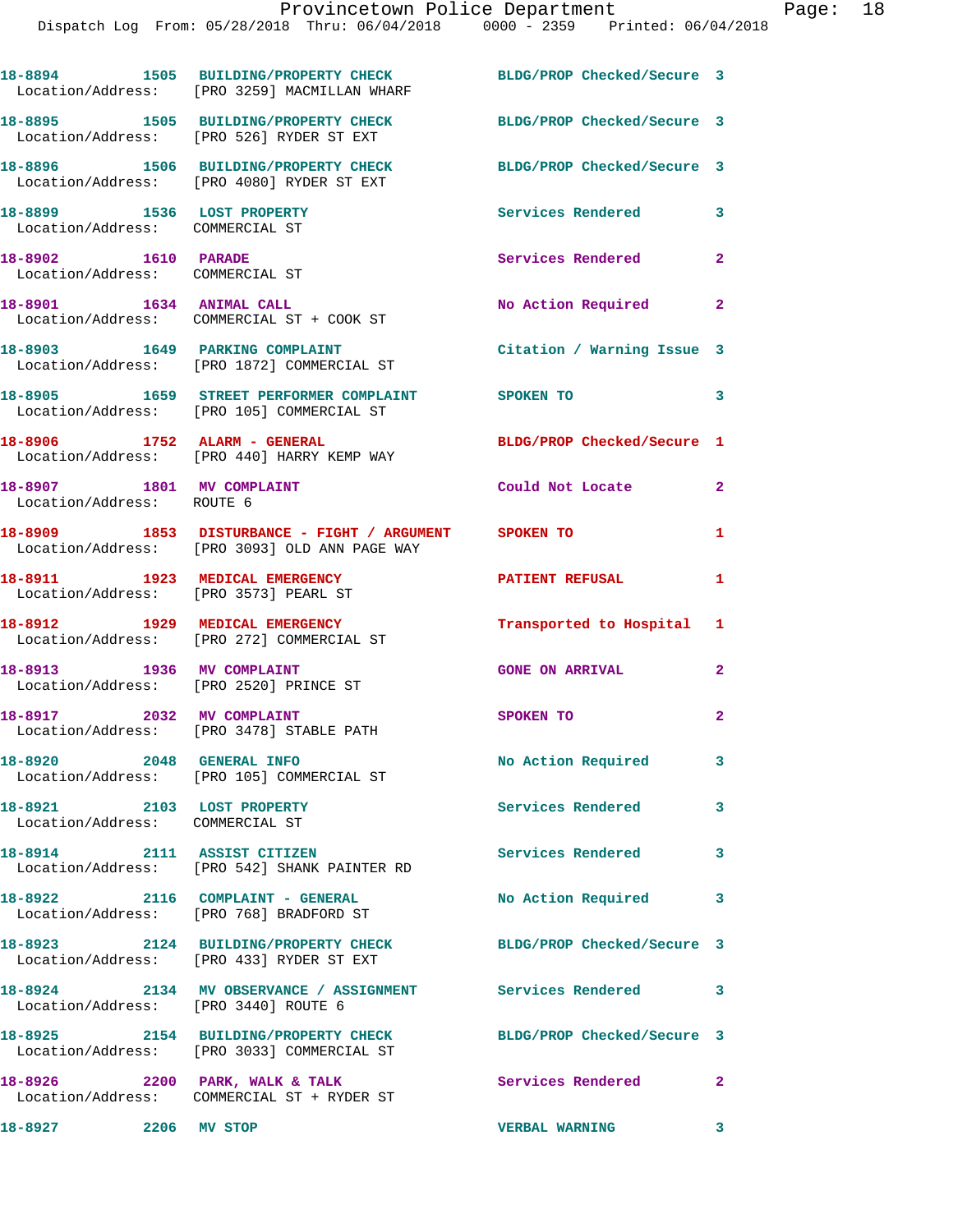18-8894 1505 BUILDING/PROPERTY CHECK BLDG/PROP Checked/Secure 3
Location/Address: [PRO 3259] MACMILLAN WHARF

18-8895 1505 BUILDING/PROPERTY CHECK BLDG/PROP Checked/Secure 3
Location/Address: [PRO 526] RYDER ST EXT

18-8896 1506 BUILDING/PROPERTY CHECK BLDG/PROP Checked/Secure 3
Location/Address: [PRO 4080] RYDER ST EXT

18-8899 1536 LOST PROPERTY Services Rendered 3
Location/Address: COMMERCIAL ST

18-8902 1610 PARADE Services Rendered 2
Location/Address: COMMERCIAL ST

18-8901 1634 ANIMAL CALL No Action Required 2
Location/Address: COMMERCIAL ST + COOK ST

18-8903 1649 PARKING COMPLAINT Citation / Warning Issue 3
Location/Address: [PRO 1872] COMMERCIAL ST

18-8905 1659 STREET PERFORMER COMPLAINT SPOKEN TO 3
Location/Address: [PRO 105] COMMERCIAL ST

18-8906 1752 ALARM - GENERAL BLDG/PROP Checked/Secure 1
Location/Address: [PRO 440] HARRY KEMP WAY

18-8907 1801 MV COMPLAINT Could Not Locate 2
Location/Address: ROUTE 6

18-8909 1853 DISTURBANCE - FIGHT / ARGUMENT SPOKEN TO 1
Location/Address: [PRO 3093] OLD ANN PAGE WAY

18-8911 1923 MEDICAL EMERGENCY PATIENT REFUSAL 1
Location/Address: [PRO 3573] PEARL ST

18-8912 1929 MEDICAL EMERGENCY Transported to Hospital 1
Location/Address: [PRO 272] COMMERCIAL ST

18-8913 1936 MV COMPLAINT GONE ON ARRIVAL 2
Location/Address: [PRO 2520] PRINCE ST

18-8917 2032 MV COMPLAINT SPOKEN TO 2
Location/Address: [PRO 3478] STABLE PATH

18-8920 2048 GENERAL INFO No Action Required 3
Location/Address: [PRO 105] COMMERCIAL ST

18-8921 2103 LOST PROPERTY Services Rendered 3
Location/Address: COMMERCIAL ST

18-8914 2111 ASSIST CITIZEN Services Rendered 3
Location/Address: [PRO 542] SHANK PAINTER RD

18-8922 2116 COMPLAINT - GENERAL No Action Required 3
Location/Address: [PRO 768] BRADFORD ST

18-8923 2124 BUILDING/PROPERTY CHECK BLDG/PROP Checked/Secure 3
Location/Address: [PRO 433] RYDER ST EXT

18-8924 2134 MV OBSERVANCE / ASSIGNMENT Services Rendered 3
Location/Address: [PRO 3440] ROUTE 6

18-8925 2154 BUILDING/PROPERTY CHECK BLDG/PROP Checked/Secure 3
Location/Address: [PRO 3033] COMMERCIAL ST

18-8926 2200 PARK, WALK & TALK Services Rendered 2
Location/Address: COMMERCIAL ST + RYDER ST

18-8927 2206 MV STOP VERBAL WARNING 3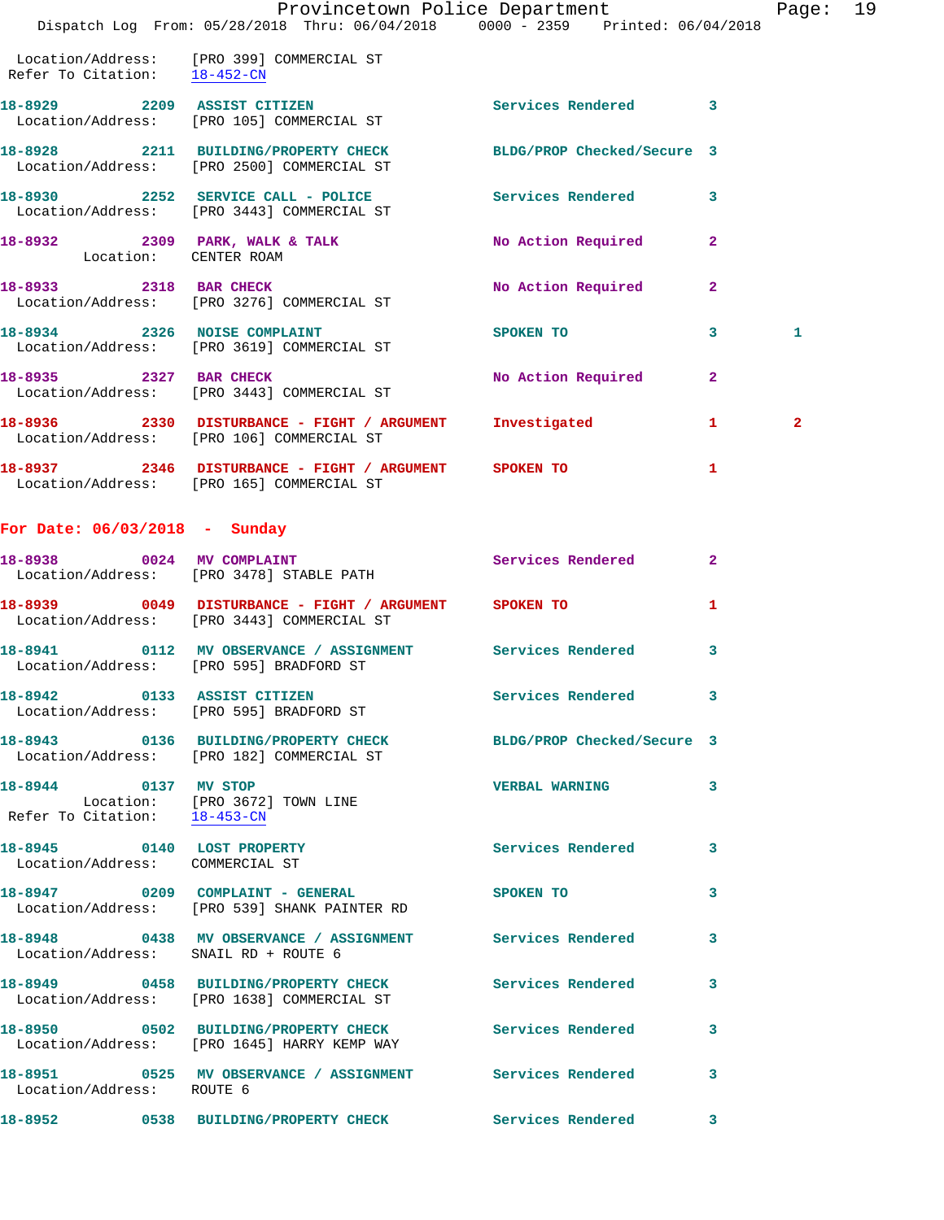Location/Address: [PRO 399] COMMERCIAL ST
Refer To Citation: 18-452-CN

18-8929 2209 ASSIST CITIZEN Services Rendered 3
Location/Address: [PRO 105] COMMERCIAL ST

18-8928 2211 BUILDING/PROPERTY CHECK BLDG/PROP Checked/Secure 3
Location/Address: [PRO 2500] COMMERCIAL ST

18-8930 2252 SERVICE CALL - POLICE Services Rendered 3
Location/Address: [PRO 3443] COMMERCIAL ST

18-8932 2309 PARK, WALK & TALK No Action Required 2
Location: CENTER ROAM

18-8933 2318 BAR CHECK No Action Required 2
Location/Address: [PRO 3276] COMMERCIAL ST

18-8934 2326 NOISE COMPLAINT SPOKEN TO 3 1
Location/Address: [PRO 3619] COMMERCIAL ST

18-8935 2327 BAR CHECK No Action Required 2
Location/Address: [PRO 3443] COMMERCIAL ST

18-8936 2330 DISTURBANCE - FIGHT / ARGUMENT Investigated 1 2
Location/Address: [PRO 106] COMMERCIAL ST

18-8937 2346 DISTURBANCE - FIGHT / ARGUMENT SPOKEN TO 1
Location/Address: [PRO 165] COMMERCIAL ST

## For Date: 06/03/2018 - Sunday

18-8938 0024 MV COMPLAINT Services Rendered 2
Location/Address: [PRO 3478] STABLE PATH

18-8939 0049 DISTURBANCE - FIGHT / ARGUMENT SPOKEN TO 1
Location/Address: [PRO 3443] COMMERCIAL ST

18-8941 0112 MV OBSERVANCE / ASSIGNMENT Services Rendered 3
Location/Address: [PRO 595] BRADFORD ST

18-8942 0133 ASSIST CITIZEN Services Rendered 3
Location/Address: [PRO 595] BRADFORD ST

18-8943 0136 BUILDING/PROPERTY CHECK BLDG/PROP Checked/Secure 3
Location/Address: [PRO 182] COMMERCIAL ST

18-8944 0137 MV STOP VERBAL WARNING 3
Location: [PRO 3672] TOWN LINE
Refer To Citation: 18-453-CN

18-8945 0140 LOST PROPERTY Services Rendered 3
Location/Address: COMMERCIAL ST

18-8947 0209 COMPLAINT - GENERAL SPOKEN TO 3
Location/Address: [PRO 539] SHANK PAINTER RD

18-8948 0438 MV OBSERVANCE / ASSIGNMENT Services Rendered 3
Location/Address: SNAIL RD + ROUTE 6

18-8949 0458 BUILDING/PROPERTY CHECK Services Rendered 3
Location/Address: [PRO 1638] COMMERCIAL ST

18-8950 0502 BUILDING/PROPERTY CHECK Services Rendered 3
Location/Address: [PRO 1645] HARRY KEMP WAY

18-8951 0525 MV OBSERVANCE / ASSIGNMENT Services Rendered 3
Location/Address: ROUTE 6

18-8952 0538 BUILDING/PROPERTY CHECK Services Rendered 3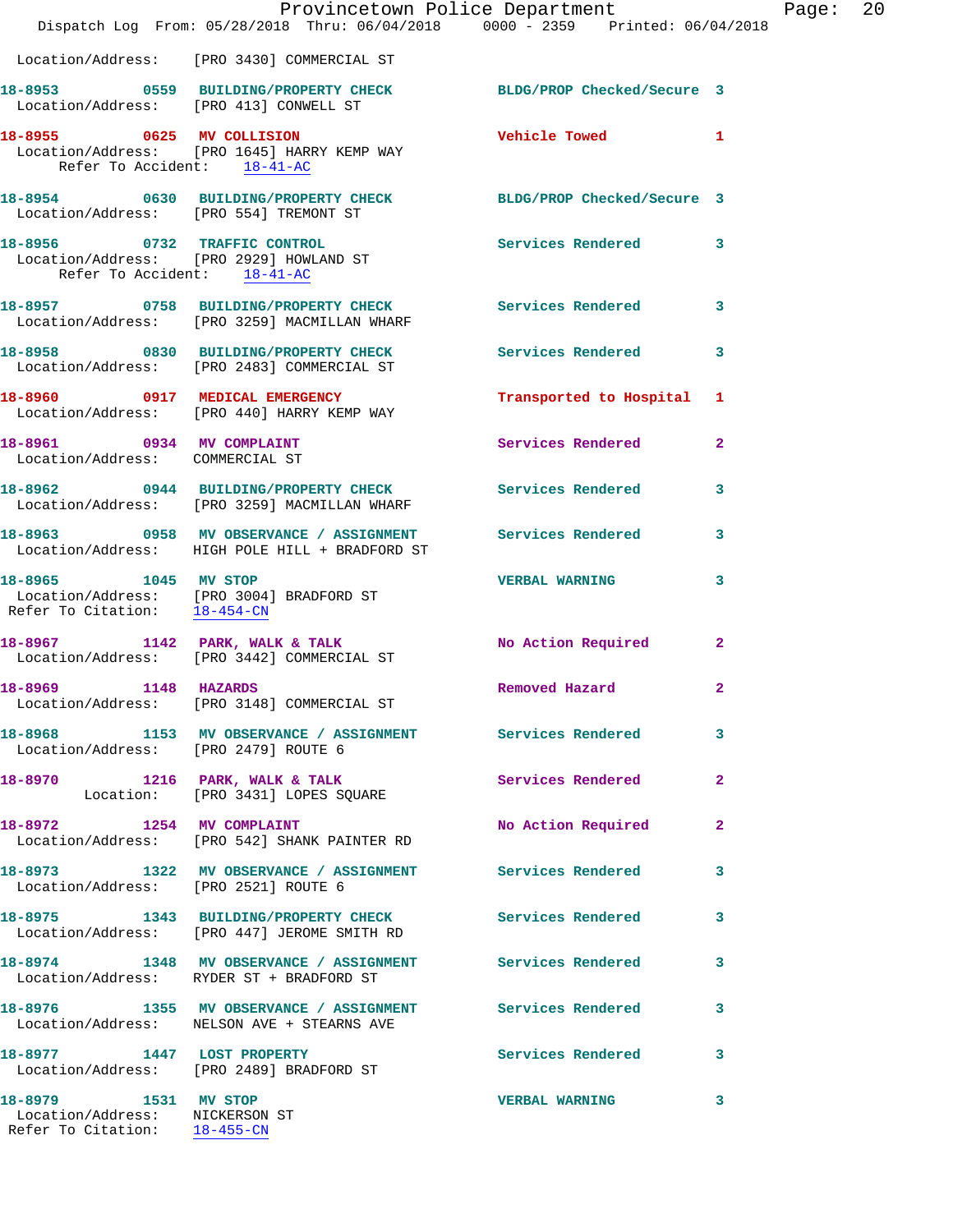Location/Address: [PRO 3430] COMMERCIAL ST

**18-8953 0559 BUILDING/PROPERTY CHECK** BLDG/PROP Checked/Secure 3
Location/Address: [PRO 413] CONWELL ST

**18-8955 0625 MV COLLISION** Vehicle Towed 1
Location/Address: [PRO 1645] HARRY KEMP WAY
Refer To Accident: 18-41-AC

**18-8954 0630 BUILDING/PROPERTY CHECK** BLDG/PROP Checked/Secure 3
Location/Address: [PRO 554] TREMONT ST

**18-8956 0732 TRAFFIC CONTROL** Services Rendered 3
Location/Address: [PRO 2929] HOWLAND ST
Refer To Accident: 18-41-AC

**18-8957 0758 BUILDING/PROPERTY CHECK** Services Rendered 3
Location/Address: [PRO 3259] MACMILLAN WHARF

**18-8958 0830 BUILDING/PROPERTY CHECK** Services Rendered 3
Location/Address: [PRO 2483] COMMERCIAL ST

**18-8960 0917 MEDICAL EMERGENCY** Transported to Hospital 1
Location/Address: [PRO 440] HARRY KEMP WAY

**18-8961 0934 MV COMPLAINT** Services Rendered 2
Location/Address: COMMERCIAL ST

**18-8962 0944 BUILDING/PROPERTY CHECK** Services Rendered 3
Location/Address: [PRO 3259] MACMILLAN WHARF

**18-8963 0958 MV OBSERVANCE / ASSIGNMENT** Services Rendered 3
Location/Address: HIGH POLE HILL + BRADFORD ST

**18-8965 1045 MV STOP** VERBAL WARNING 3
Location/Address: [PRO 3004] BRADFORD ST
Refer To Citation: 18-454-CN

**18-8967 1142 PARK, WALK & TALK** No Action Required 2
Location/Address: [PRO 3442] COMMERCIAL ST

**18-8969 1148 HAZARDS** Removed Hazard 2
Location/Address: [PRO 3148] COMMERCIAL ST

**18-8968 1153 MV OBSERVANCE / ASSIGNMENT** Services Rendered 3
Location/Address: [PRO 2479] ROUTE 6

**18-8970 1216 PARK, WALK & TALK** Services Rendered 2
Location: [PRO 3431] LOPES SQUARE

**18-8972 1254 MV COMPLAINT** No Action Required 2
Location/Address: [PRO 542] SHANK PAINTER RD

**18-8973 1322 MV OBSERVANCE / ASSIGNMENT** Services Rendered 3
Location/Address: [PRO 2521] ROUTE 6

**18-8975 1343 BUILDING/PROPERTY CHECK** Services Rendered 3
Location/Address: [PRO 447] JEROME SMITH RD

**18-8974 1348 MV OBSERVANCE / ASSIGNMENT** Services Rendered 3
Location/Address: RYDER ST + BRADFORD ST

**18-8976 1355 MV OBSERVANCE / ASSIGNMENT** Services Rendered 3
Location/Address: NELSON AVE + STEARNS AVE

**18-8977 1447 LOST PROPERTY** Services Rendered 3
Location/Address: [PRO 2489] BRADFORD ST

**18-8979 1531 MV STOP** VERBAL WARNING 3
Location/Address: NICKERSON ST
Refer To Citation: 18-455-CN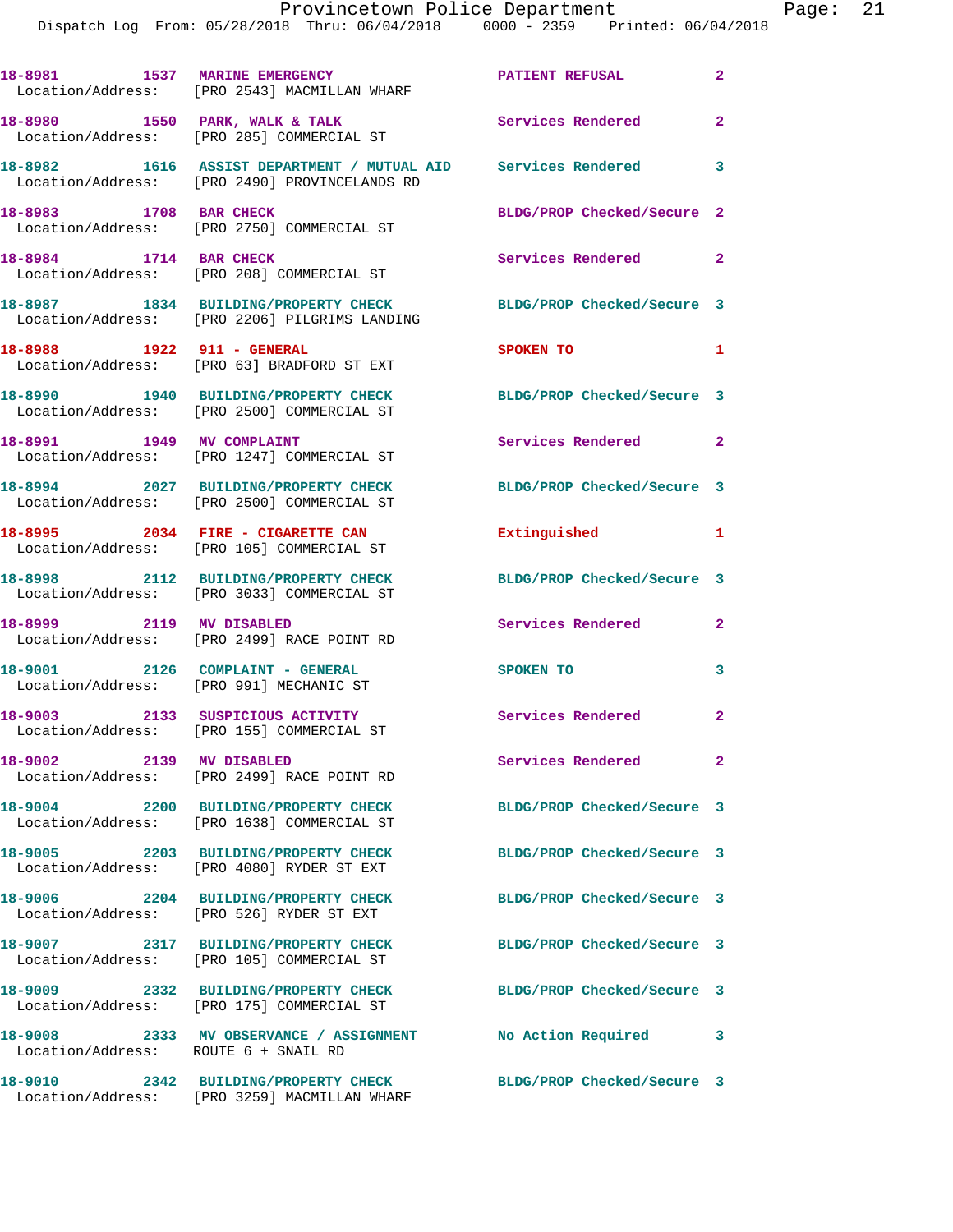18-8981 1537 MARINE EMERGENCY PATIENT REFUSAL 2
Location/Address: [PRO 2543] MACMILLAN WHARF

18-8980 1550 PARK, WALK & TALK Services Rendered 2
Location/Address: [PRO 285] COMMERCIAL ST

18-8982 1616 ASSIST DEPARTMENT / MUTUAL AID Services Rendered 3
Location/Address: [PRO 2490] PROVINCELANDS RD

18-8983 1708 BAR CHECK BLDG/PROP Checked/Secure 2
Location/Address: [PRO 2750] COMMERCIAL ST

18-8984 1714 BAR CHECK Services Rendered 2
Location/Address: [PRO 208] COMMERCIAL ST

18-8987 1834 BUILDING/PROPERTY CHECK BLDG/PROP Checked/Secure 3
Location/Address: [PRO 2206] PILGRIMS LANDING

18-8988 1922 911 - GENERAL SPOKEN TO 1
Location/Address: [PRO 63] BRADFORD ST EXT

18-8990 1940 BUILDING/PROPERTY CHECK BLDG/PROP Checked/Secure 3
Location/Address: [PRO 2500] COMMERCIAL ST

18-8991 1949 MV COMPLAINT Services Rendered 2
Location/Address: [PRO 1247] COMMERCIAL ST

18-8994 2027 BUILDING/PROPERTY CHECK BLDG/PROP Checked/Secure 3
Location/Address: [PRO 2500] COMMERCIAL ST

18-8995 2034 FIRE - CIGARETTE CAN Extinguished 1
Location/Address: [PRO 105] COMMERCIAL ST

18-8998 2112 BUILDING/PROPERTY CHECK BLDG/PROP Checked/Secure 3
Location/Address: [PRO 3033] COMMERCIAL ST

18-8999 2119 MV DISABLED Services Rendered 2
Location/Address: [PRO 2499] RACE POINT RD

18-9001 2126 COMPLAINT - GENERAL SPOKEN TO 3
Location/Address: [PRO 991] MECHANIC ST

18-9003 2133 SUSPICIOUS ACTIVITY Services Rendered 2
Location/Address: [PRO 155] COMMERCIAL ST

18-9002 2139 MV DISABLED Services Rendered 2
Location/Address: [PRO 2499] RACE POINT RD

18-9004 2200 BUILDING/PROPERTY CHECK BLDG/PROP Checked/Secure 3
Location/Address: [PRO 1638] COMMERCIAL ST

18-9005 2203 BUILDING/PROPERTY CHECK BLDG/PROP Checked/Secure 3
Location/Address: [PRO 4080] RYDER ST EXT

18-9006 2204 BUILDING/PROPERTY CHECK BLDG/PROP Checked/Secure 3
Location/Address: [PRO 526] RYDER ST EXT

18-9007 2317 BUILDING/PROPERTY CHECK BLDG/PROP Checked/Secure 3
Location/Address: [PRO 105] COMMERCIAL ST

18-9009 2332 BUILDING/PROPERTY CHECK BLDG/PROP Checked/Secure 3
Location/Address: [PRO 175] COMMERCIAL ST

18-9008 2333 MV OBSERVANCE / ASSIGNMENT No Action Required 3
Location/Address: ROUTE 6 + SNAIL RD

18-9010 2342 BUILDING/PROPERTY CHECK BLDG/PROP Checked/Secure 3
Location/Address: [PRO 3259] MACMILLAN WHARF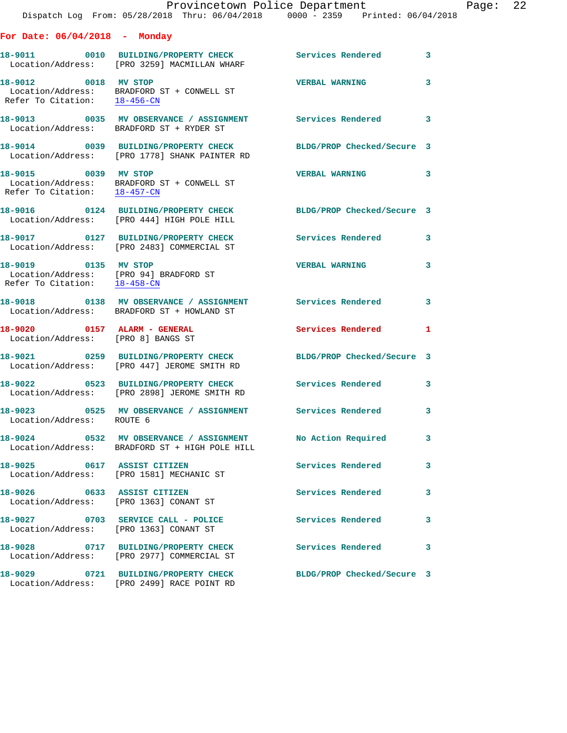Provincetown Police Department
Dispatch Log From: 05/28/2018 Thru: 06/04/2018 0000 - 2359 Printed: 06/04/2018

## For Date: 06/04/2018 - Monday

**18-9011 0010 BUILDING/PROPERTY CHECK** Services Rendered 3
Location/Address: [PRO 3259] MACMILLAN WHARF

**18-9012 0018 MV STOP** VERBAL WARNING 3
Location/Address: BRADFORD ST + CONWELL ST
Refer To Citation: 18-456-CN

**18-9013 0035 MV OBSERVANCE / ASSIGNMENT** Services Rendered 3
Location/Address: BRADFORD ST + RYDER ST

**18-9014 0039 BUILDING/PROPERTY CHECK** BLDG/PROP Checked/Secure 3
Location/Address: [PRO 1778] SHANK PAINTER RD

**18-9015 0039 MV STOP** VERBAL WARNING 3
Location/Address: BRADFORD ST + CONWELL ST
Refer To Citation: 18-457-CN

**18-9016 0124 BUILDING/PROPERTY CHECK** BLDG/PROP Checked/Secure 3
Location/Address: [PRO 444] HIGH POLE HILL

**18-9017 0127 BUILDING/PROPERTY CHECK** Services Rendered 3
Location/Address: [PRO 2483] COMMERCIAL ST

**18-9019 0135 MV STOP** VERBAL WARNING 3
Location/Address: [PRO 94] BRADFORD ST
Refer To Citation: 18-458-CN

**18-9018 0138 MV OBSERVANCE / ASSIGNMENT** Services Rendered 3
Location/Address: BRADFORD ST + HOWLAND ST

**18-9020 0157 ALARM - GENERAL** Services Rendered 1
Location/Address: [PRO 8] BANGS ST

**18-9021 0259 BUILDING/PROPERTY CHECK** BLDG/PROP Checked/Secure 3
Location/Address: [PRO 447] JEROME SMITH RD

**18-9022 0523 BUILDING/PROPERTY CHECK** Services Rendered 3
Location/Address: [PRO 2898] JEROME SMITH RD

**18-9023 0525 MV OBSERVANCE / ASSIGNMENT** Services Rendered 3
Location/Address: ROUTE 6

**18-9024 0532 MV OBSERVANCE / ASSIGNMENT** No Action Required 3
Location/Address: BRADFORD ST + HIGH POLE HILL

**18-9025 0617 ASSIST CITIZEN** Services Rendered 3
Location/Address: [PRO 1581] MECHANIC ST

**18-9026 0633 ASSIST CITIZEN** Services Rendered 3
Location/Address: [PRO 1363] CONANT ST

**18-9027 0703 SERVICE CALL - POLICE** Services Rendered 3
Location/Address: [PRO 1363] CONANT ST

**18-9028 0717 BUILDING/PROPERTY CHECK** Services Rendered 3
Location/Address: [PRO 2977] COMMERCIAL ST

**18-9029 0721 BUILDING/PROPERTY CHECK** BLDG/PROP Checked/Secure 3
Location/Address: [PRO 2499] RACE POINT RD